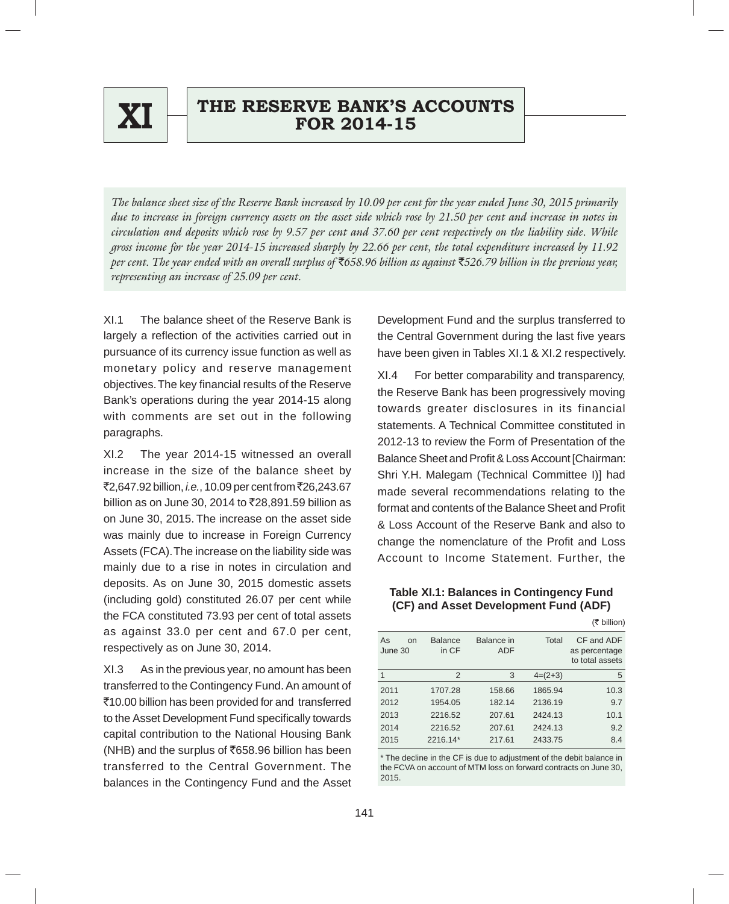# XI THE RESERVE BANK'S ACCOUNTS FOR 2014-15

*The balance sheet size of the Reserve Bank increased by 10.09 per cent for the year ended June 30, 2015 primarily due to increase in foreign currency assets on the asset side which rose by 21.50 per cent and increase in notes in circulation and deposits which rose by 9.57 per cent and 37.60 per cent respectively on the liability side. While gross income for the year 2014-15 increased sharply by 22.66 per cent, the total expenditure increased by 11.92 per cent. The year ended with an overall surplus of ₹658.96 billion as against ₹526.79 billion in the previous year, representing an increase of 25.09 per cent.*

XI.1 The balance sheet of the Reserve Bank is largely a reflection of the activities carried out in pursuance of its currency issue function as well as monetary policy and reserve management objectives. The key financial results of the Reserve Bank's operations during the year 2014-15 along with comments are set out in the following paragraphs.

XI.2 The year 2014-15 witnessed an overall increase in the size of the balance sheet by ₹2,647.92 billion, *i.e.*, 10.09 per cent from ₹26,243.67 billion as on June 30, 2014 to ₹28,891.59 billion as on June 30, 2015. The increase on the asset side was mainly due to increase in Foreign Currency Assets (FCA). The increase on the liability side was mainly due to a rise in notes in circulation and deposits. As on June 30, 2015 domestic assets (including gold) constituted 26.07 per cent while the FCA constituted 73.93 per cent of total assets as against 33.0 per cent and 67.0 per cent, respectively as on June 30, 2014.

XI.3 As in the previous year, no amount has been transferred to the Contingency Fund. An amount of ₹10.00 billion has been provided for and transferred to the Asset Development Fund specifically towards capital contribution to the National Housing Bank (NHB) and the surplus of ₹658.96 billion has been transferred to the Central Government. The balances in the Contingency Fund and the Asset Development Fund and the surplus transferred to the Central Government during the last five years have been given in Tables XI.1 & XI.2 respectively.

XI.4 For better comparability and transparency, the Reserve Bank has been progressively moving towards greater disclosures in its financial statements. A Technical Committee constituted in 2012-13 to review the Form of Presentation of the Balance Sheet and Profit & Loss Account [Chairman: Shri Y.H. Malegam (Technical Committee I)] had made several recommendations relating to the format and contents of the Balance Sheet and Profit & Loss Account of the Reserve Bank and also to change the nomenclature of the Profit and Loss Account to Income Statement. Further, the

**Table XI.1: Balances in Contingency Fund (CF) and Asset Development Fund (ADF)**

(₹ billion)

| As on June 30 | Balance in CF | Balance in ADF | Total | CF and ADF as percentage to total assets |
|---|---|---|---|---|
| 1 | 2 | 3 | 4=(2+3) | 5 |
| 2011 | 1707.28 | 158.66 | 1865.94 | 10.3 |
| 2012 | 1954.05 | 182.14 | 2136.19 | 9.7 |
| 2013 | 2216.52 | 207.61 | 2424.13 | 10.1 |
| 2014 | 2216.52 | 207.61 | 2424.13 | 9.2 |
| 2015 | 2216.14* | 217.61 | 2433.75 | 8.4 |

\* The decline in the CF is due to adjustment of the debit balance in the FCVA on account of MTM loss on forward contracts on June 30, 2015.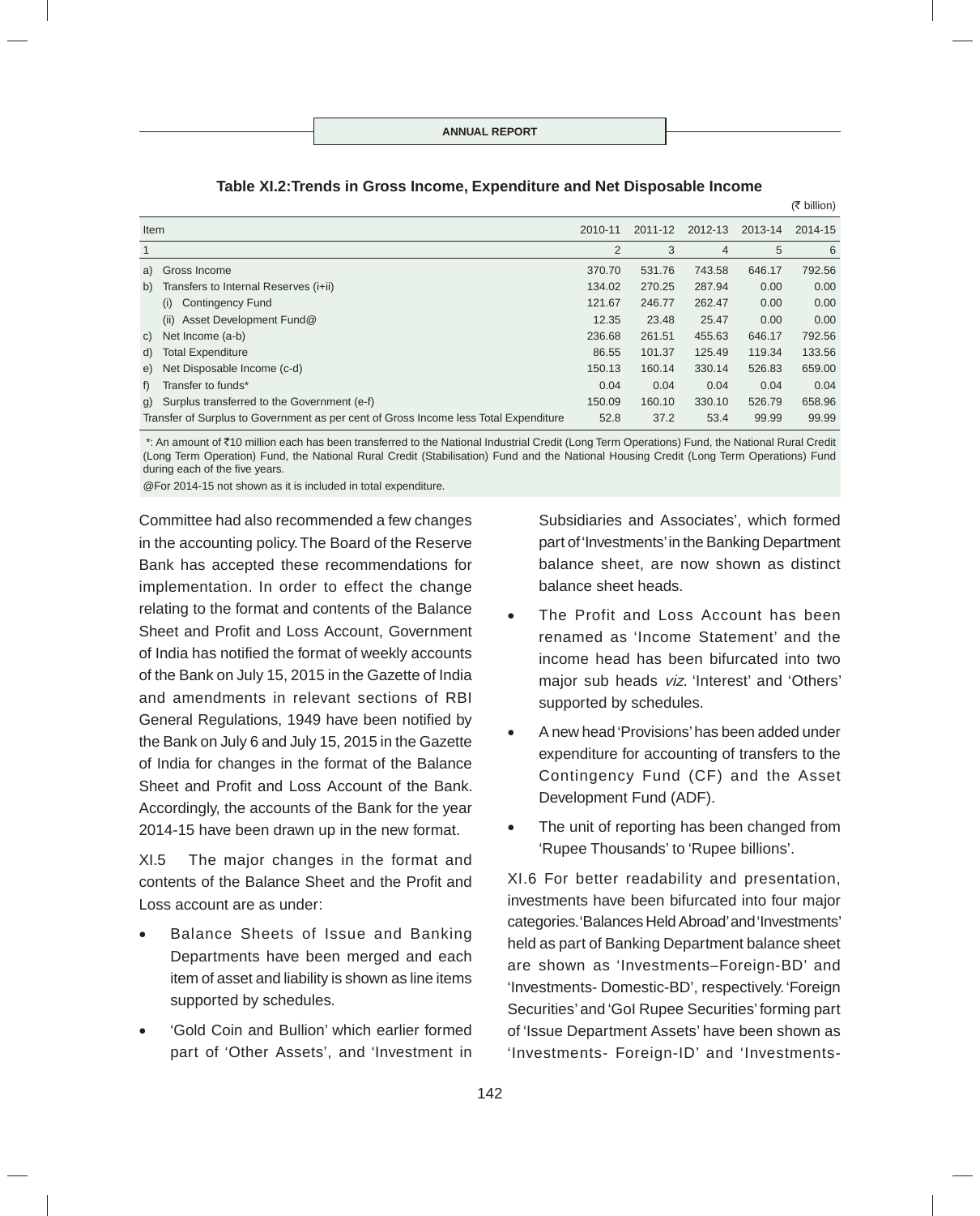**Table XI.2:Trends in Gross Income, Expenditure and Net Disposable Income**

(₹ billion)

| Item | 2010-11 | 2011-12 | 2012-13 | 2013-14 | 2014-15 |
|---|---|---|---|---|---|
| 1 | 2 | 3 | 4 | 5 | 6 |
| a) Gross Income | 370.70 | 531.76 | 743.58 | 646.17 | 792.56 |
| b) Transfers to Internal Reserves (i+ii) | 134.02 | 270.25 | 287.94 | 0.00 | 0.00 |
| (i) Contingency Fund | 121.67 | 246.77 | 262.47 | 0.00 | 0.00 |
| (ii) Asset Development Fund@ | 12.35 | 23.48 | 25.47 | 0.00 | 0.00 |
| c) Net Income (a-b) | 236.68 | 261.51 | 455.63 | 646.17 | 792.56 |
| d) Total Expenditure | 86.55 | 101.37 | 125.49 | 119.34 | 133.56 |
| e) Net Disposable Income (c-d) | 150.13 | 160.14 | 330.14 | 526.83 | 659.00 |
| f) Transfer to funds* | 0.04 | 0.04 | 0.04 | 0.04 | 0.04 |
| g) Surplus transferred to the Government (e-f) | 150.09 | 160.10 | 330.10 | 526.79 | 658.96 |
| Transfer of Surplus to Government as per cent of Gross Income less Total Expenditure | 52.8 | 37.2 | 53.4 | 99.99 | 99.99 |

*: An amount of ₹10 million each has been transferred to the National Industrial Credit (Long Term Operations) Fund, the National Rural Credit (Long Term Operation) Fund, the National Rural Credit (Stabilisation) Fund and the National Housing Credit (Long Term Operations) Fund during each of the five years.

@For 2014-15 not shown as it is included in total expenditure.

Committee had also recommended a few changes in the accounting policy. The Board of the Reserve Bank has accepted these recommendations for implementation. In order to effect the change relating to the format and contents of the Balance Sheet and Profit and Loss Account, Government of India has notified the format of weekly accounts of the Bank on July 15, 2015 in the Gazette of India and amendments in relevant sections of RBI General Regulations, 1949 have been notified by the Bank on July 6 and July 15, 2015 in the Gazette of India for changes in the format of the Balance Sheet and Profit and Loss Account of the Bank. Accordingly, the accounts of the Bank for the year 2014-15 have been drawn up in the new format.

XI.5 The major changes in the format and contents of the Balance Sheet and the Profit and Loss account are as under:

- Balance Sheets of Issue and Banking Departments have been merged and each item of asset and liability is shown as line items supported by schedules.
- 'Gold Coin and Bullion' which earlier formed part of 'Other Assets', and 'Investment in Subsidiaries and Associates', which formed part of 'Investments' in the Banking Department balance sheet, are now shown as distinct balance sheet heads.
- The Profit and Loss Account has been renamed as 'Income Statement' and the income head has been bifurcated into two major sub heads *viz*. 'Interest' and 'Others' supported by schedules.
- A new head 'Provisions' has been added under expenditure for accounting of transfers to the Contingency Fund (CF) and the Asset Development Fund (ADF).
- The unit of reporting has been changed from 'Rupee Thousands' to 'Rupee billions'.

XI.6 For better readability and presentation, investments have been bifurcated into four major categories. 'Balances Held Abroad' and 'Investments' held as part of Banking Department balance sheet are shown as 'Investments–Foreign-BD' and 'Investments- Domestic-BD', respectively. 'Foreign Securities' and 'GoI Rupee Securities' forming part of 'Issue Department Assets' have been shown as 'Investments- Foreign-ID' and 'Investments-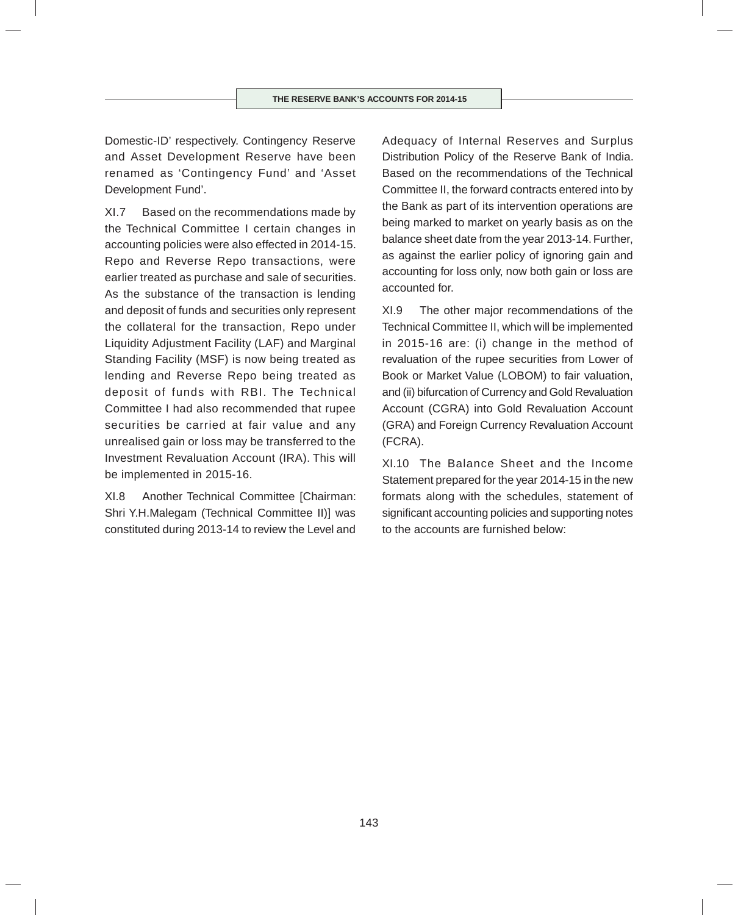Domestic-ID' respectively. Contingency Reserve and Asset Development Reserve have been renamed as 'Contingency Fund' and 'Asset Development Fund'.

XI.7 Based on the recommendations made by the Technical Committee I certain changes in accounting policies were also effected in 2014-15. Repo and Reverse Repo transactions, were earlier treated as purchase and sale of securities. As the substance of the transaction is lending and deposit of funds and securities only represent the collateral for the transaction, Repo under Liquidity Adjustment Facility (LAF) and Marginal Standing Facility (MSF) is now being treated as lending and Reverse Repo being treated as deposit of funds with RBI. The Technical Committee I had also recommended that rupee securities be carried at fair value and any unrealised gain or loss may be transferred to the Investment Revaluation Account (IRA). This will be implemented in 2015-16.

XI.8 Another Technical Committee [Chairman: Shri Y.H.Malegam (Technical Committee II)] was constituted during 2013-14 to review the Level and Adequacy of Internal Reserves and Surplus Distribution Policy of the Reserve Bank of India. Based on the recommendations of the Technical Committee II, the forward contracts entered into by the Bank as part of its intervention operations are being marked to market on yearly basis as on the balance sheet date from the year 2013-14. Further, as against the earlier policy of ignoring gain and accounting for loss only, now both gain or loss are accounted for.

XI.9 The other major recommendations of the Technical Committee II, which will be implemented in 2015-16 are: (i) change in the method of revaluation of the rupee securities from Lower of Book or Market Value (LOBOM) to fair valuation, and (ii) bifurcation of Currency and Gold Revaluation Account (CGRA) into Gold Revaluation Account (GRA) and Foreign Currency Revaluation Account (FCRA).

XI.10 The Balance Sheet and the Income Statement prepared for the year 2014-15 in the new formats along with the schedules, statement of significant accounting policies and supporting notes to the accounts are furnished below: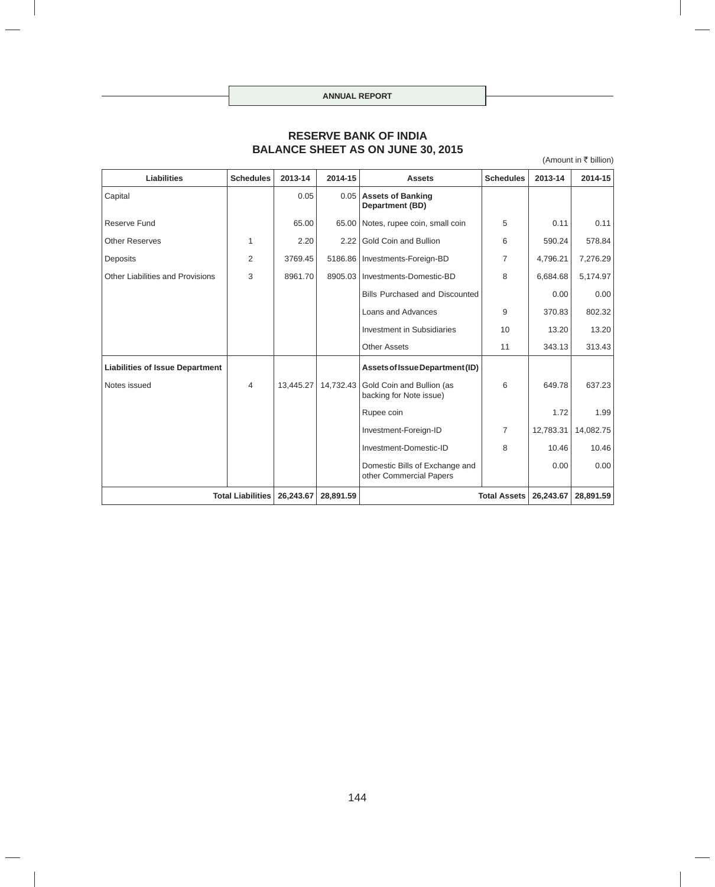ANNUAL REPORT

# RESERVE BANK OF INDIA
# BALANCE SHEET AS ON JUNE 30, 2015

(Amount in ₹ billion)

| Liabilities | Schedules | 2013-14 | 2014-15 | Assets | Schedules | 2013-14 | 2014-15 |
|---|---|---|---|---|---|---|---|
| Capital | | 0.05 | 0.05 | **Assets of Banking Department (BD)** | | | |
| Reserve Fund | | 65.00 | 65.00 | Notes, rupee coin, small coin | 5 | 0.11 | 0.11 |
| Other Reserves | 1 | 2.20 | 2.22 | Gold Coin and Bullion | 6 | 590.24 | 578.84 |
| Deposits | 2 | 3769.45 | 5186.86 | Investments-Foreign-BD | 7 | 4,796.21 | 7,276.29 |
| Other Liabilities and Provisions | 3 | 8961.70 | 8905.03 | Investments-Domestic-BD | 8 | 6,684.68 | 5,174.97 |
| | | | | Bills Purchased and Discounted | | 0.00 | 0.00 |
| | | | | Loans and Advances | 9 | 370.83 | 802.32 |
| | | | | Investment in Subsidiaries | 10 | 13.20 | 13.20 |
| | | | | Other Assets | 11 | 343.13 | 313.43 |
| **Liabilities of Issue Department** | | | | **Assets of Issue Department (ID)** | | | |
| Notes issued | 4 | 13,445.27 | 14,732.43 | Gold Coin and Bullion (as backing for Note issue) | 6 | 649.78 | 637.23 |
| | | | | Rupee coin | | 1.72 | 1.99 |
| | | | | Investment-Foreign-ID | 7 | 12,783.31 | 14,082.75 |
| | | | | Investment-Domestic-ID | 8 | 10.46 | 10.46 |
| | | | | Domestic Bills of Exchange and other Commercial Papers | | 0.00 | 0.00 |
| | **Total Liabilities** | **26,243.67** | **28,891.59** | | **Total Assets** | **26,243.67** | **28,891.59** |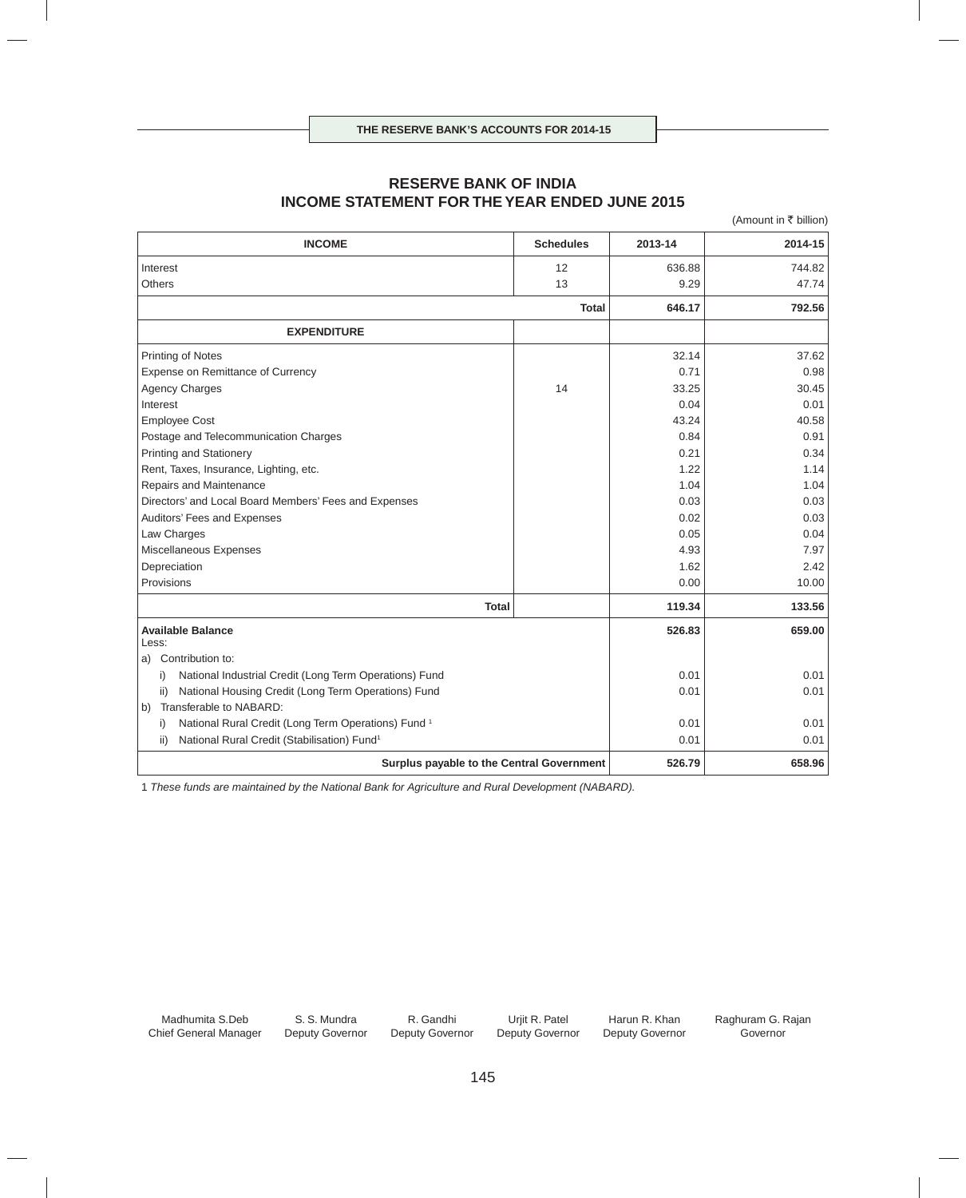THE RESERVE BANK'S ACCOUNTS FOR 2014-15

# RESERVE BANK OF INDIA
## INCOME STATEMENT FOR THE YEAR ENDED JUNE 2015

(Amount in ₹ billion)

| INCOME | Schedules | 2013-14 | 2014-15 |
|---|---|---|---|
| Interest | 12 | 636.88 | 744.82 |
| Others | 13 | 9.29 | 47.74 |
| **Total** | | **646.17** | **792.56** |
| **EXPENDITURE** | | | |
| Printing of Notes | | 32.14 | 37.62 |
| Expense on Remittance of Currency | | 0.71 | 0.98 |
| Agency Charges | 14 | 33.25 | 30.45 |
| Interest | | 0.04 | 0.01 |
| Employee Cost | | 43.24 | 40.58 |
| Postage and Telecommunication Charges | | 0.84 | 0.91 |
| Printing and Stationery | | 0.21 | 0.34 |
| Rent, Taxes, Insurance, Lighting, etc. | | 1.22 | 1.14 |
| Repairs and Maintenance | | 1.04 | 1.04 |
| Directors' and Local Board Members' Fees and Expenses | | 0.03 | 0.03 |
| Auditors' Fees and Expenses | | 0.02 | 0.03 |
| Law Charges | | 0.05 | 0.04 |
| Miscellaneous Expenses | | 4.93 | 7.97 |
| Depreciation | | 1.62 | 2.42 |
| Provisions | | 0.00 | 10.00 |
| **Total** | | **119.34** | **133.56** |
| **Available Balance** | | **526.83** | **659.00** |
| Less: | | | |
| a) Contribution to: | | | |
| i) National Industrial Credit (Long Term Operations) Fund | | 0.01 | 0.01 |
| ii) National Housing Credit (Long Term Operations) Fund | | 0.01 | 0.01 |
| b) Transferable to NABARD: | | | |
| i) National Rural Credit (Long Term Operations) Fund [1] | | 0.01 | 0.01 |
| ii) National Rural Credit (Stabilisation) Fund[1] | | 0.01 | 0.01 |
| **Surplus payable to the Central Government** | | **526.79** | **658.96** |

1 *These funds are maintained by the National Bank for Agriculture and Rural Development (NABARD).*

| Madhumita S.Deb | S. S. Mundra | R. Gandhi | Urjit R. Patel | Harun R. Khan | Raghuram G. Rajan |
|---|---|---|---|---|---|
| Chief General Manager | Deputy Governor | Deputy Governor | Deputy Governor | Deputy Governor | Governor |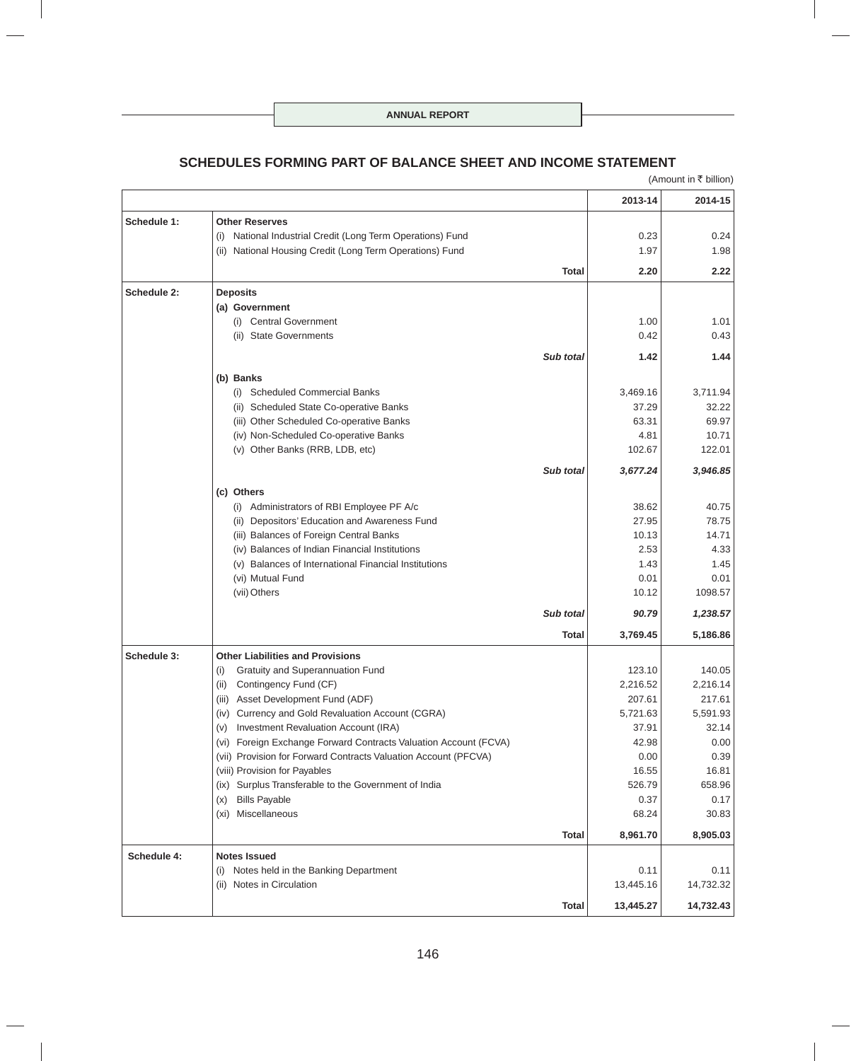## SCHEDULES FORMING PART OF BALANCE SHEET AND INCOME STATEMENT

(Amount in ₹ billion)

| | | 2013-14 | 2014-15 |
|---|---|---|---|
| **Schedule 1:** | **Other Reserves** | | |
| | (i) National Industrial Credit (Long Term Operations) Fund | 0.23 | 0.24 |
| | (ii) National Housing Credit (Long Term Operations) Fund | 1.97 | 1.98 |
| | **Total** | **2.20** | **2.22** |
| **Schedule 2:** | **Deposits** | | |
| | **(a) Government** | | |
| | (i) Central Government | 1.00 | 1.01 |
| | (ii) State Governments | 0.42 | 0.43 |
| | ***Sub total*** | **1.42** | **1.44** |
| | **(b) Banks** | | |
| | (i) Scheduled Commercial Banks | 3,469.16 | 3,711.94 |
| | (ii) Scheduled State Co-operative Banks | 37.29 | 32.22 |
| | (iii) Other Scheduled Co-operative Banks | 63.31 | 69.97 |
| | (iv) Non-Scheduled Co-operative Banks | 4.81 | 10.71 |
| | (v) Other Banks (RRB, LDB, etc) | 102.67 | 122.01 |
| | ***Sub total*** | ***3,677.24*** | ***3,946.85*** |
| | **(c) Others** | | |
| | (i) Administrators of RBI Employee PF A/c | 38.62 | 40.75 |
| | (ii) Depositors' Education and Awareness Fund | 27.95 | 78.75 |
| | (iii) Balances of Foreign Central Banks | 10.13 | 14.71 |
| | (iv) Balances of Indian Financial Institutions | 2.53 | 4.33 |
| | (v) Balances of International Financial Institutions | 1.43 | 1.45 |
| | (vi) Mutual Fund | 0.01 | 0.01 |
| | (vii) Others | 10.12 | 1098.57 |
| | ***Sub total*** | ***90.79*** | ***1,238.57*** |
| | **Total** | **3,769.45** | **5,186.86** |
| **Schedule 3:** | **Other Liabilities and Provisions** | | |
| | (i) Gratuity and Superannuation Fund | 123.10 | 140.05 |
| | (ii) Contingency Fund (CF) | 2,216.52 | 2,216.14 |
| | (iii) Asset Development Fund (ADF) | 207.61 | 217.61 |
| | (iv) Currency and Gold Revaluation Account (CGRA) | 5,721.63 | 5,591.93 |
| | (v) Investment Revaluation Account (IRA) | 37.91 | 32.14 |
| | (vi) Foreign Exchange Forward Contracts Valuation Account (FCVA) | 42.98 | 0.00 |
| | (vii) Provision for Forward Contracts Valuation Account (PFCVA) | 0.00 | 0.39 |
| | (viii) Provision for Payables | 16.55 | 16.81 |
| | (ix) Surplus Transferable to the Government of India | 526.79 | 658.96 |
| | (x) Bills Payable | 0.37 | 0.17 |
| | (xi) Miscellaneous | 68.24 | 30.83 |
| | **Total** | **8,961.70** | **8,905.03** |
| **Schedule 4:** | **Notes Issued** | | |
| | (i) Notes held in the Banking Department | 0.11 | 0.11 |
| | (ii) Notes in Circulation | 13,445.16 | 14,732.32 |
| | **Total** | **13,445.27** | **14,732.43** |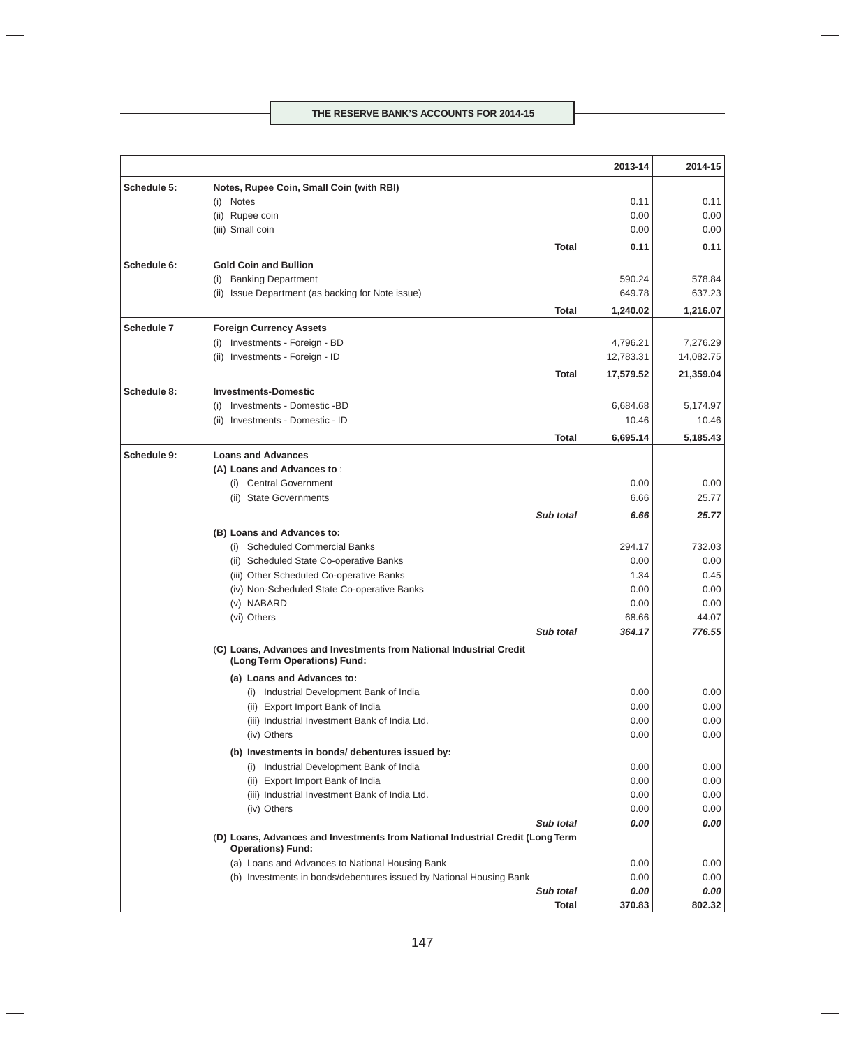| | | 2013-14 | 2014-15 |
|---|---|---|---|
| **Schedule 5:** | **Notes, Rupee Coin, Small Coin (with RBI)** | | |
| | (i) Notes | 0.11 | 0.11 |
| | (ii) Rupee coin | 0.00 | 0.00 |
| | (iii) Small coin | 0.00 | 0.00 |
| | **Total** | **0.11** | **0.11** |
| **Schedule 6:** | **Gold Coin and Bullion** | | |
| | (i) Banking Department | 590.24 | 578.84 |
| | (ii) Issue Department (as backing for Note issue) | 649.78 | 637.23 |
| | **Total** | **1,240.02** | **1,216.07** |
| **Schedule 7** | **Foreign Currency Assets** | | |
| | (i) Investments - Foreign - BD | 4,796.21 | 7,276.29 |
| | (ii) Investments - Foreign - ID | 12,783.31 | 14,082.75 |
| | **Total** | **17,579.52** | **21,359.04** |
| **Schedule 8:** | **Investments-Domestic** | | |
| | (i) Investments - Domestic -BD | 6,684.68 | 5,174.97 |
| | (ii) Investments - Domestic - ID | 10.46 | 10.46 |
| | **Total** | **6,695.14** | **5,185.43** |
| **Schedule 9:** | **Loans and Advances** | | |
| | **(A) Loans and Advances to** : | | |
| | (i) Central Government | 0.00 | 0.00 |
| | (ii) State Governments | 6.66 | 25.77 |
| | ***Sub total*** | ***6.66*** | ***25.77*** |
| | **(B) Loans and Advances to:** | | |
| | (i) Scheduled Commercial Banks | 294.17 | 732.03 |
| | (ii) Scheduled State Co-operative Banks | 0.00 | 0.00 |
| | (iii) Other Scheduled Co-operative Banks | 1.34 | 0.45 |
| | (iv) Non-Scheduled State Co-operative Banks | 0.00 | 0.00 |
| | (v) NABARD | 0.00 | 0.00 |
| | (vi) Others | 68.66 | 44.07 |
| | ***Sub total*** | ***364.17*** | ***776.55*** |
| | **(C) Loans, Advances and Investments from National Industrial Credit (Long Term Operations) Fund:** | | |
| | **(a) Loans and Advances to:** | | |
| | (i) Industrial Development Bank of India | 0.00 | 0.00 |
| | (ii) Export Import Bank of India | 0.00 | 0.00 |
| | (iii) Industrial Investment Bank of India Ltd. | 0.00 | 0.00 |
| | (iv) Others | 0.00 | 0.00 |
| | **(b) Investments in bonds/ debentures issued by:** | | |
| | (i) Industrial Development Bank of India | 0.00 | 0.00 |
| | (ii) Export Import Bank of India | 0.00 | 0.00 |
| | (iii) Industrial Investment Bank of India Ltd. | 0.00 | 0.00 |
| | (iv) Others | 0.00 | 0.00 |
| | ***Sub total*** | ***0.00*** | ***0.00*** |
| | **(D) Loans, Advances and Investments from National Industrial Credit (Long Term Operations) Fund:** | | |
| | (a) Loans and Advances to National Housing Bank | 0.00 | 0.00 |
| | (b) Investments in bonds/debentures issued by National Housing Bank | 0.00 | 0.00 |
| | ***Sub total*** | ***0.00*** | ***0.00*** |
| | **Total** | **370.83** | **802.32** |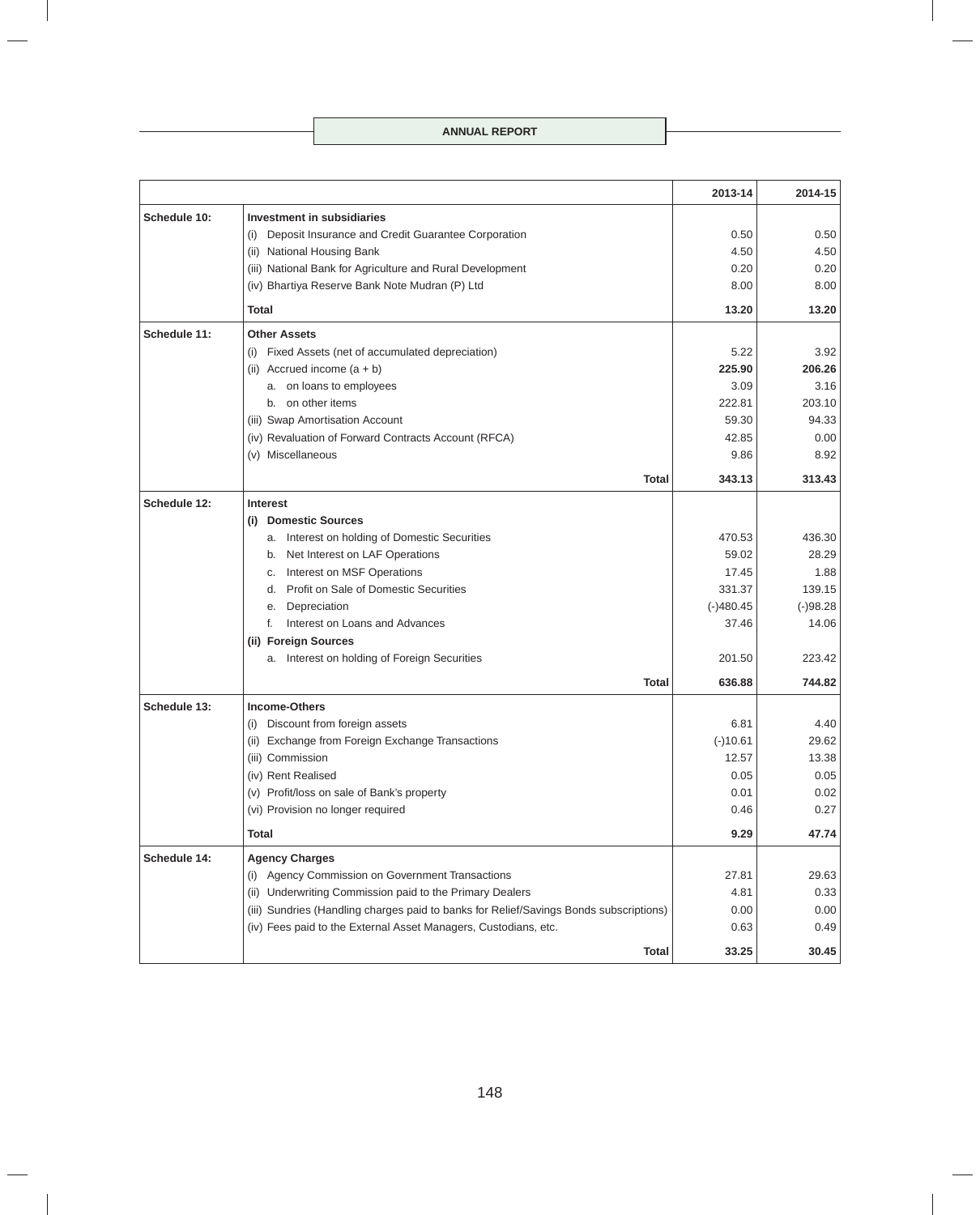| | | 2013-14 | 2014-15 |
|---|---|---|---|
| Schedule 10: | **Investment in subsidiaries** | | |
| | (i) Deposit Insurance and Credit Guarantee Corporation | 0.50 | 0.50 |
| | (ii) National Housing Bank | 4.50 | 4.50 |
| | (iii) National Bank for Agriculture and Rural Development | 0.20 | 0.20 |
| | (iv) Bhartiya Reserve Bank Note Mudran (P) Ltd | 8.00 | 8.00 |
| | **Total** | **13.20** | **13.20** |
| Schedule 11: | **Other Assets** | | |
| | (i) Fixed Assets (net of accumulated depreciation) | 5.22 | 3.92 |
| | (ii) Accrued income (a + b) | **225.90** | **206.26** |
| | a. on loans to employees | 3.09 | 3.16 |
| | b. on other items | 222.81 | 203.10 |
| | (iii) Swap Amortisation Account | 59.30 | 94.33 |
| | (iv) Revaluation of Forward Contracts Account (RFCA) | 42.85 | 0.00 |
| | (v) Miscellaneous | 9.86 | 8.92 |
| | **Total** | **343.13** | **313.43** |
| Schedule 12: | **Interest** | | |
| | **(i) Domestic Sources** | | |
| | a. Interest on holding of Domestic Securities | 470.53 | 436.30 |
| | b. Net Interest on LAF Operations | 59.02 | 28.29 |
| | c. Interest on MSF Operations | 17.45 | 1.88 |
| | d. Profit on Sale of Domestic Securities | 331.37 | 139.15 |
| | e. Depreciation | (-)480.45 | (-)98.28 |
| | f. Interest on Loans and Advances | 37.46 | 14.06 |
| | **(ii) Foreign Sources** | | |
| | a. Interest on holding of Foreign Securities | 201.50 | 223.42 |
| | **Total** | **636.88** | **744.82** |
| Schedule 13: | **Income-Others** | | |
| | (i) Discount from foreign assets | 6.81 | 4.40 |
| | (ii) Exchange from Foreign Exchange Transactions | (-)10.61 | 29.62 |
| | (iii) Commission | 12.57 | 13.38 |
| | (iv) Rent Realised | 0.05 | 0.05 |
| | (v) Profit/loss on sale of Bank's property | 0.01 | 0.02 |
| | (vi) Provision no longer required | 0.46 | 0.27 |
| | **Total** | **9.29** | **47.74** |
| Schedule 14: | **Agency Charges** | | |
| | (i) Agency Commission on Government Transactions | 27.81 | 29.63 |
| | (ii) Underwriting Commission paid to the Primary Dealers | 4.81 | 0.33 |
| | (iii) Sundries (Handling charges paid to banks for Relief/Savings Bonds subscriptions) | 0.00 | 0.00 |
| | (iv) Fees paid to the External Asset Managers, Custodians, etc. | 0.63 | 0.49 |
| | **Total** | **33.25** | **30.45** |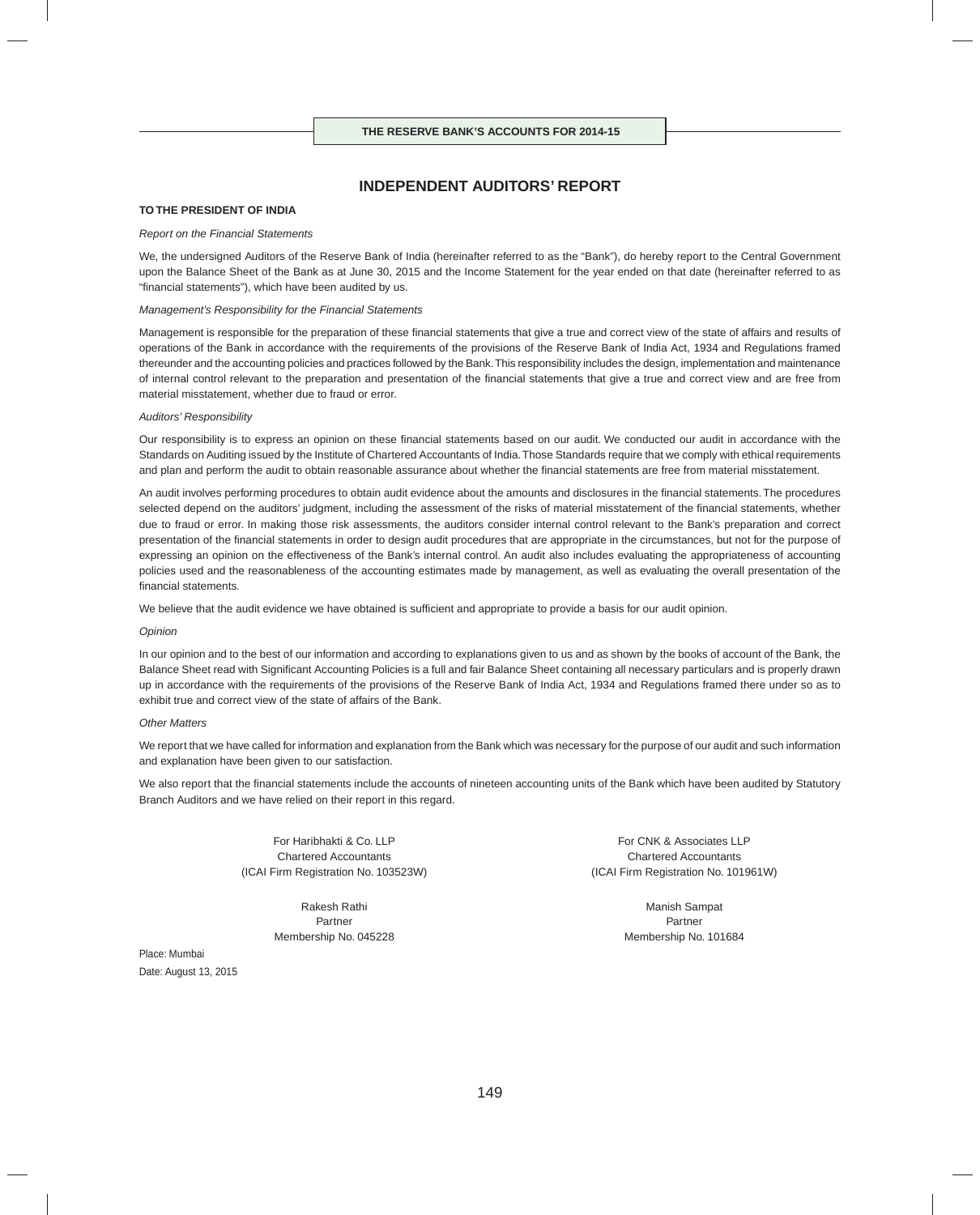## INDEPENDENT AUDITORS' REPORT

**TO THE PRESIDENT OF INDIA**

*Report on the Financial Statements*

We, the undersigned Auditors of the Reserve Bank of India (hereinafter referred to as the "Bank"), do hereby report to the Central Government upon the Balance Sheet of the Bank as at June 30, 2015 and the Income Statement for the year ended on that date (hereinafter referred to as "financial statements"), which have been audited by us.

*Management's Responsibility for the Financial Statements*

Management is responsible for the preparation of these financial statements that give a true and correct view of the state of affairs and results of operations of the Bank in accordance with the requirements of the provisions of the Reserve Bank of India Act, 1934 and Regulations framed thereunder and the accounting policies and practices followed by the Bank. This responsibility includes the design, implementation and maintenance of internal control relevant to the preparation and presentation of the financial statements that give a true and correct view and are free from material misstatement, whether due to fraud or error.

*Auditors' Responsibility*

Our responsibility is to express an opinion on these financial statements based on our audit. We conducted our audit in accordance with the Standards on Auditing issued by the Institute of Chartered Accountants of India. Those Standards require that we comply with ethical requirements and plan and perform the audit to obtain reasonable assurance about whether the financial statements are free from material misstatement.

An audit involves performing procedures to obtain audit evidence about the amounts and disclosures in the financial statements. The procedures selected depend on the auditors' judgment, including the assessment of the risks of material misstatement of the financial statements, whether due to fraud or error. In making those risk assessments, the auditors consider internal control relevant to the Bank's preparation and correct presentation of the financial statements in order to design audit procedures that are appropriate in the circumstances, but not for the purpose of expressing an opinion on the effectiveness of the Bank's internal control. An audit also includes evaluating the appropriateness of accounting policies used and the reasonableness of the accounting estimates made by management, as well as evaluating the overall presentation of the financial statements.

We believe that the audit evidence we have obtained is sufficient and appropriate to provide a basis for our audit opinion.

*Opinion*

In our opinion and to the best of our information and according to explanations given to us and as shown by the books of account of the Bank, the Balance Sheet read with Significant Accounting Policies is a full and fair Balance Sheet containing all necessary particulars and is properly drawn up in accordance with the requirements of the provisions of the Reserve Bank of India Act, 1934 and Regulations framed there under so as to exhibit true and correct view of the state of affairs of the Bank.

*Other Matters*

We report that we have called for information and explanation from the Bank which was necessary for the purpose of our audit and such information and explanation have been given to our satisfaction.

We also report that the financial statements include the accounts of nineteen accounting units of the Bank which have been audited by Statutory Branch Auditors and we have relied on their report in this regard.

For Haribhakti & Co. LLP
Chartered Accountants
(ICAI Firm Registration No. 103523W)

Rakesh Rathi
Partner
Membership No. 045228

For CNK & Associates LLP
Chartered Accountants
(ICAI Firm Registration No. 101961W)

Manish Sampat
Partner
Membership No. 101684

Place: Mumbai
Date: August 13, 2015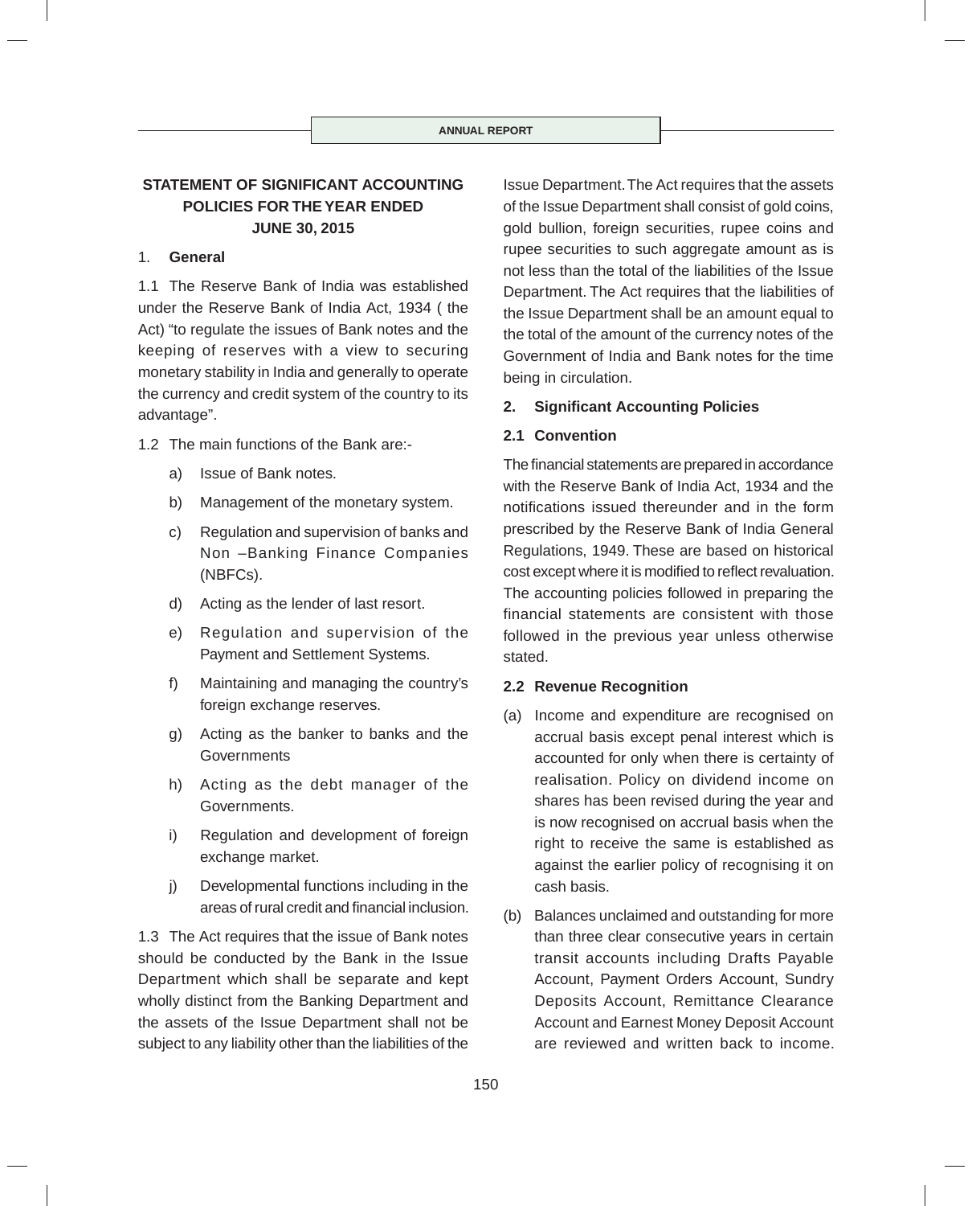## STATEMENT OF SIGNIFICANT ACCOUNTING POLICIES FOR THE YEAR ENDED JUNE 30, 2015

### 1. General

1.1 The Reserve Bank of India was established under the Reserve Bank of India Act, 1934 ( the Act) "to regulate the issues of Bank notes and the keeping of reserves with a view to securing monetary stability in India and generally to operate the currency and credit system of the country to its advantage".

1.2 The main functions of the Bank are:-

a) Issue of Bank notes.

b) Management of the monetary system.

c) Regulation and supervision of banks and Non –Banking Finance Companies (NBFCs).

d) Acting as the lender of last resort.

e) Regulation and supervision of the Payment and Settlement Systems.

f) Maintaining and managing the country's foreign exchange reserves.

g) Acting as the banker to banks and the Governments

h) Acting as the debt manager of the Governments.

i) Regulation and development of foreign exchange market.

j) Developmental functions including in the areas of rural credit and financial inclusion.

1.3 The Act requires that the issue of Bank notes should be conducted by the Bank in the Issue Department which shall be separate and kept wholly distinct from the Banking Department and the assets of the Issue Department shall not be subject to any liability other than the liabilities of the Issue Department. The Act requires that the assets of the Issue Department shall consist of gold coins, gold bullion, foreign securities, rupee coins and rupee securities to such aggregate amount as is not less than the total of the liabilities of the Issue Department. The Act requires that the liabilities of the Issue Department shall be an amount equal to the total of the amount of the currency notes of the Government of India and Bank notes for the time being in circulation.

### 2. Significant Accounting Policies

#### 2.1 Convention

The financial statements are prepared in accordance with the Reserve Bank of India Act, 1934 and the notifications issued thereunder and in the form prescribed by the Reserve Bank of India General Regulations, 1949. These are based on historical cost except where it is modified to reflect revaluation. The accounting policies followed in preparing the financial statements are consistent with those followed in the previous year unless otherwise stated.

#### 2.2 Revenue Recognition

(a) Income and expenditure are recognised on accrual basis except penal interest which is accounted for only when there is certainty of realisation. Policy on dividend income on shares has been revised during the year and is now recognised on accrual basis when the right to receive the same is established as against the earlier policy of recognising it on cash basis.

(b) Balances unclaimed and outstanding for more than three clear consecutive years in certain transit accounts including Drafts Payable Account, Payment Orders Account, Sundry Deposits Account, Remittance Clearance Account and Earnest Money Deposit Account are reviewed and written back to income.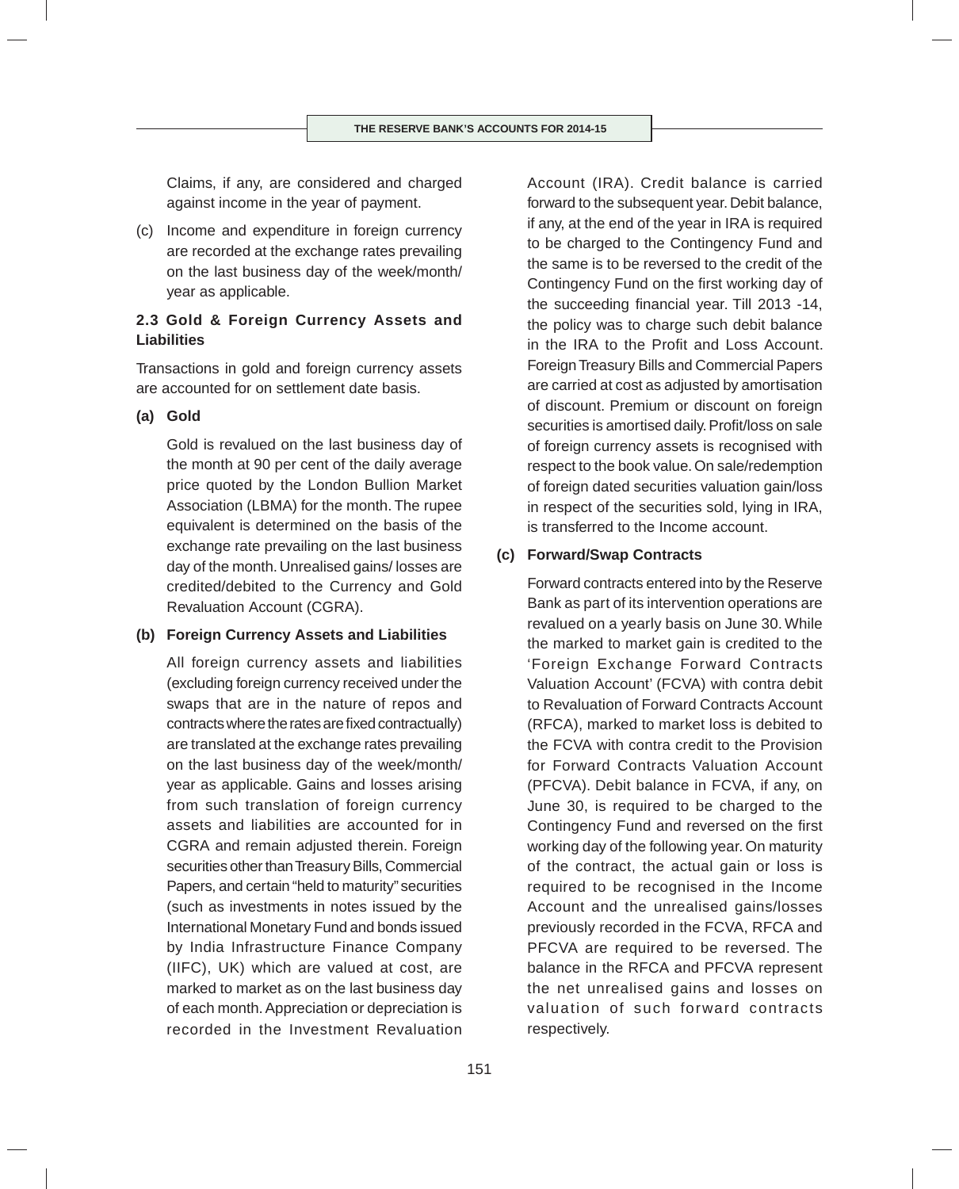Claims, if any, are considered and charged against income in the year of payment.

(c) Income and expenditure in foreign currency are recorded at the exchange rates prevailing on the last business day of the week/month/year as applicable.

### 2.3 Gold & Foreign Currency Assets and Liabilities

Transactions in gold and foreign currency assets are accounted for on settlement date basis.

**(a) Gold**

Gold is revalued on the last business day of the month at 90 per cent of the daily average price quoted by the London Bullion Market Association (LBMA) for the month. The rupee equivalent is determined on the basis of the exchange rate prevailing on the last business day of the month. Unrealised gains/ losses are credited/debited to the Currency and Gold Revaluation Account (CGRA).

**(b) Foreign Currency Assets and Liabilities**

All foreign currency assets and liabilities (excluding foreign currency received under the swaps that are in the nature of repos and contracts where the rates are fixed contractually) are translated at the exchange rates prevailing on the last business day of the week/month/year as applicable. Gains and losses arising from such translation of foreign currency assets and liabilities are accounted for in CGRA and remain adjusted therein. Foreign securities other than Treasury Bills, Commercial Papers, and certain "held to maturity" securities (such as investments in notes issued by the International Monetary Fund and bonds issued by India Infrastructure Finance Company (IIFC), UK) which are valued at cost, are marked to market as on the last business day of each month. Appreciation or depreciation is recorded in the Investment Revaluation Account (IRA). Credit balance is carried forward to the subsequent year. Debit balance, if any, at the end of the year in IRA is required to be charged to the Contingency Fund and the same is to be reversed to the credit of the Contingency Fund on the first working day of the succeeding financial year. Till 2013 -14, the policy was to charge such debit balance in the IRA to the Profit and Loss Account. Foreign Treasury Bills and Commercial Papers are carried at cost as adjusted by amortisation of discount. Premium or discount on foreign securities is amortised daily. Profit/loss on sale of foreign currency assets is recognised with respect to the book value. On sale/redemption of foreign dated securities valuation gain/loss in respect of the securities sold, lying in IRA, is transferred to the Income account.

**(c) Forward/Swap Contracts**

Forward contracts entered into by the Reserve Bank as part of its intervention operations are revalued on a yearly basis on June 30. While the marked to market gain is credited to the 'Foreign Exchange Forward Contracts Valuation Account' (FCVA) with contra debit to Revaluation of Forward Contracts Account (RFCA), marked to market loss is debited to the FCVA with contra credit to the Provision for Forward Contracts Valuation Account (PFCVA). Debit balance in FCVA, if any, on June 30, is required to be charged to the Contingency Fund and reversed on the first working day of the following year. On maturity of the contract, the actual gain or loss is required to be recognised in the Income Account and the unrealised gains/losses previously recorded in the FCVA, RFCA and PFCVA are required to be reversed. The balance in the RFCA and PFCVA represent the net unrealised gains and losses on valuation of such forward contracts respectively.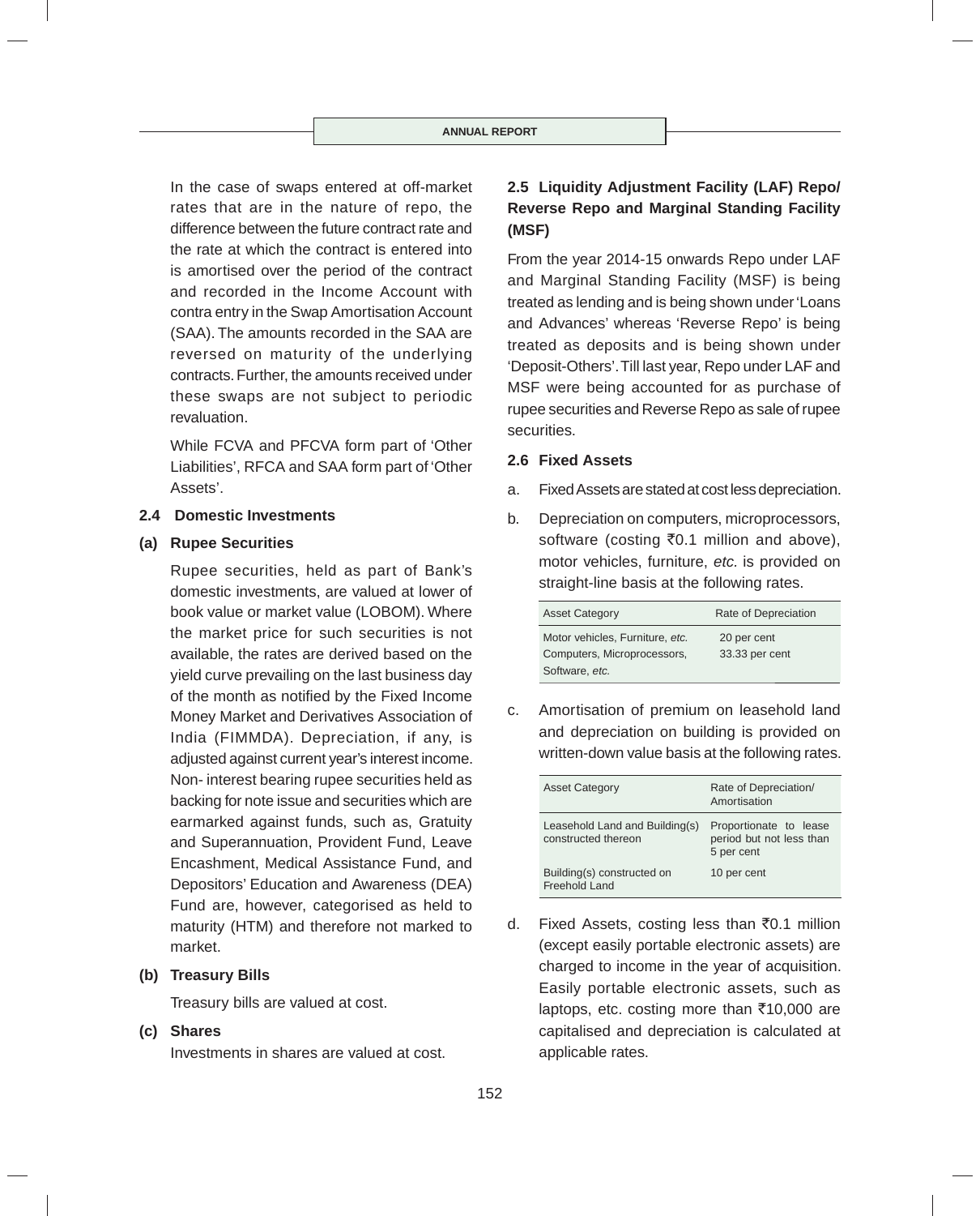In the case of swaps entered at off-market rates that are in the nature of repo, the difference between the future contract rate and the rate at which the contract is entered into is amortised over the period of the contract and recorded in the Income Account with contra entry in the Swap Amortisation Account (SAA). The amounts recorded in the SAA are reversed on maturity of the underlying contracts. Further, the amounts received under these swaps are not subject to periodic revaluation.

While FCVA and PFCVA form part of 'Other Liabilities', RFCA and SAA form part of 'Other Assets'.

### 2.4 Domestic Investments

**(a) Rupee Securities**

Rupee securities, held as part of Bank's domestic investments, are valued at lower of book value or market value (LOBOM). Where the market price for such securities is not available, the rates are derived based on the yield curve prevailing on the last business day of the month as notified by the Fixed Income Money Market and Derivatives Association of India (FIMMDA). Depreciation, if any, is adjusted against current year's interest income. Non- interest bearing rupee securities held as backing for note issue and securities which are earmarked against funds, such as, Gratuity and Superannuation, Provident Fund, Leave Encashment, Medical Assistance Fund, and Depositors' Education and Awareness (DEA) Fund are, however, categorised as held to maturity (HTM) and therefore not marked to market.

**(b) Treasury Bills**

Treasury bills are valued at cost.

**(c) Shares**

Investments in shares are valued at cost.

### 2.5 Liquidity Adjustment Facility (LAF) Repo/ Reverse Repo and Marginal Standing Facility (MSF)

From the year 2014-15 onwards Repo under LAF and Marginal Standing Facility (MSF) is being treated as lending and is being shown under 'Loans and Advances' whereas 'Reverse Repo' is being treated as deposits and is being shown under 'Deposit-Others'. Till last year, Repo under LAF and MSF were being accounted for as purchase of rupee securities and Reverse Repo as sale of rupee securities.

### 2.6 Fixed Assets

a. Fixed Assets are stated at cost less depreciation.

b. Depreciation on computers, microprocessors, software (costing ₹0.1 million and above), motor vehicles, furniture, *etc.* is provided on straight-line basis at the following rates.

| Asset Category | Rate of Depreciation |
|---|---|
| Motor vehicles, Furniture, *etc.* | 20 per cent |
| Computers, Microprocessors, Software, *etc.* | 33.33 per cent |

c. Amortisation of premium on leasehold land and depreciation on building is provided on written-down value basis at the following rates.

| Asset Category | Rate of Depreciation/ Amortisation |
|---|---|
| Leasehold Land and Building(s) constructed thereon | Proportionate to lease period but not less than 5 per cent |
| Building(s) constructed on Freehold Land | 10 per cent |

d. Fixed Assets, costing less than ₹0.1 million (except easily portable electronic assets) are charged to income in the year of acquisition. Easily portable electronic assets, such as laptops, etc. costing more than ₹10,000 are capitalised and depreciation is calculated at applicable rates.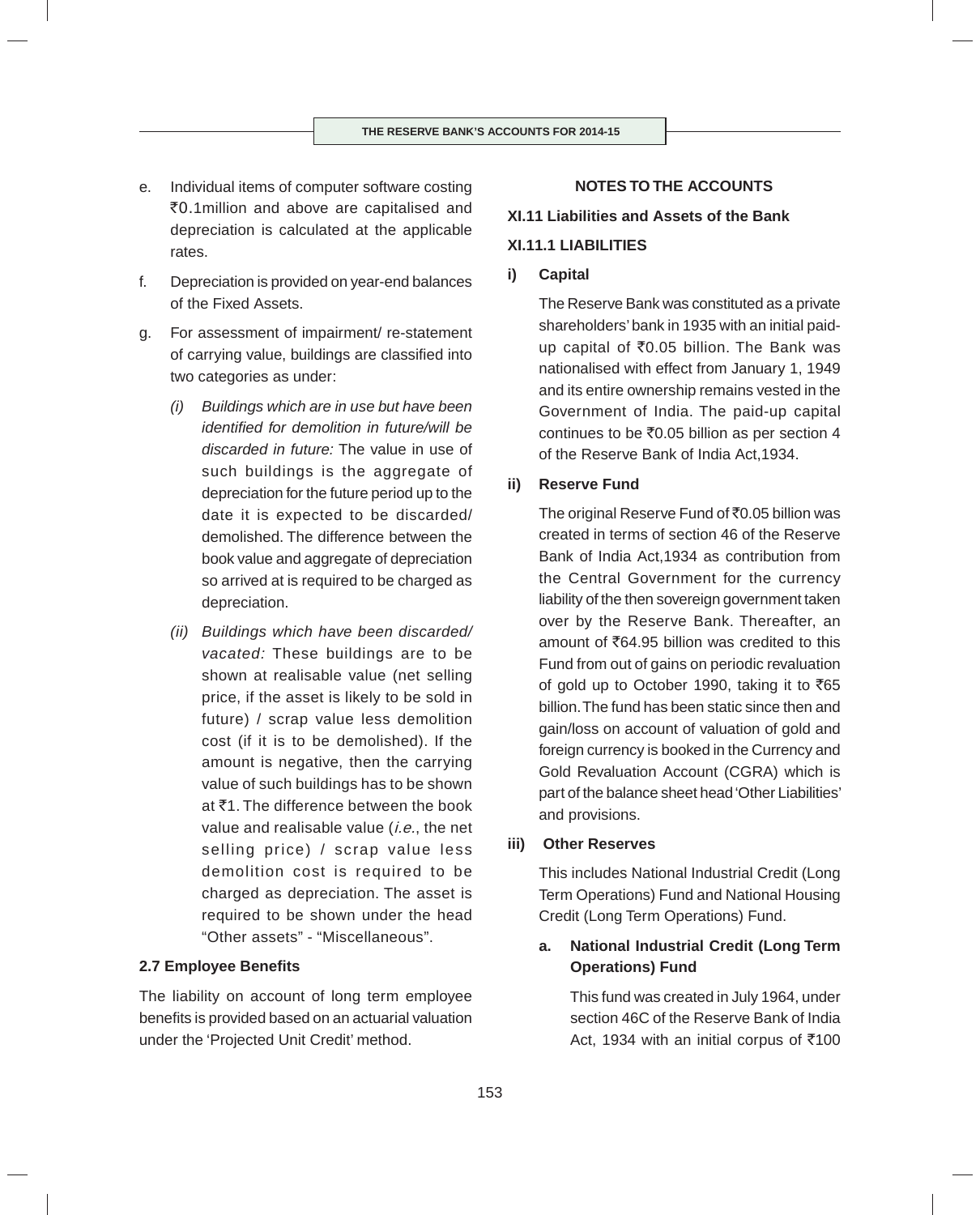e. Individual items of computer software costing ₹0.1million and above are capitalised and depreciation is calculated at the applicable rates.

f. Depreciation is provided on year-end balances of the Fixed Assets.

g. For assessment of impairment/ re-statement of carrying value, buildings are classified into two categories as under:

   *(i) Buildings which are in use but have been identified for demolition in future/will be discarded in future:* The value in use of such buildings is the aggregate of depreciation for the future period up to the date it is expected to be discarded/ demolished. The difference between the book value and aggregate of depreciation so arrived at is required to be charged as depreciation.

   *(ii) Buildings which have been discarded/ vacated:* These buildings are to be shown at realisable value (net selling price, if the asset is likely to be sold in future) / scrap value less demolition cost (if it is to be demolished). If the amount is negative, then the carrying value of such buildings has to be shown at ₹1. The difference between the book value and realisable value (*i.e.*, the net selling price) / scrap value less demolition cost is required to be charged as depreciation. The asset is required to be shown under the head "Other assets" - "Miscellaneous".

### 2.7 Employee Benefits

The liability on account of long term employee benefits is provided based on an actuarial valuation under the 'Projected Unit Credit' method.

## NOTES TO THE ACCOUNTS

### XI.11 Liabilities and Assets of the Bank

### XI.11.1 LIABILITIES

**i) Capital**

The Reserve Bank was constituted as a private shareholders' bank in 1935 with an initial paid-up capital of ₹0.05 billion. The Bank was nationalised with effect from January 1, 1949 and its entire ownership remains vested in the Government of India. The paid-up capital continues to be ₹0.05 billion as per section 4 of the Reserve Bank of India Act,1934.

**ii) Reserve Fund**

The original Reserve Fund of ₹0.05 billion was created in terms of section 46 of the Reserve Bank of India Act,1934 as contribution from the Central Government for the currency liability of the then sovereign government taken over by the Reserve Bank. Thereafter, an amount of ₹64.95 billion was credited to this Fund from out of gains on periodic revaluation of gold up to October 1990, taking it to ₹65 billion. The fund has been static since then and gain/loss on account of valuation of gold and foreign currency is booked in the Currency and Gold Revaluation Account (CGRA) which is part of the balance sheet head 'Other Liabilities' and provisions.

**iii) Other Reserves**

This includes National Industrial Credit (Long Term Operations) Fund and National Housing Credit (Long Term Operations) Fund.

**a. National Industrial Credit (Long Term Operations) Fund**

This fund was created in July 1964, under section 46C of the Reserve Bank of India Act, 1934 with an initial corpus of ₹100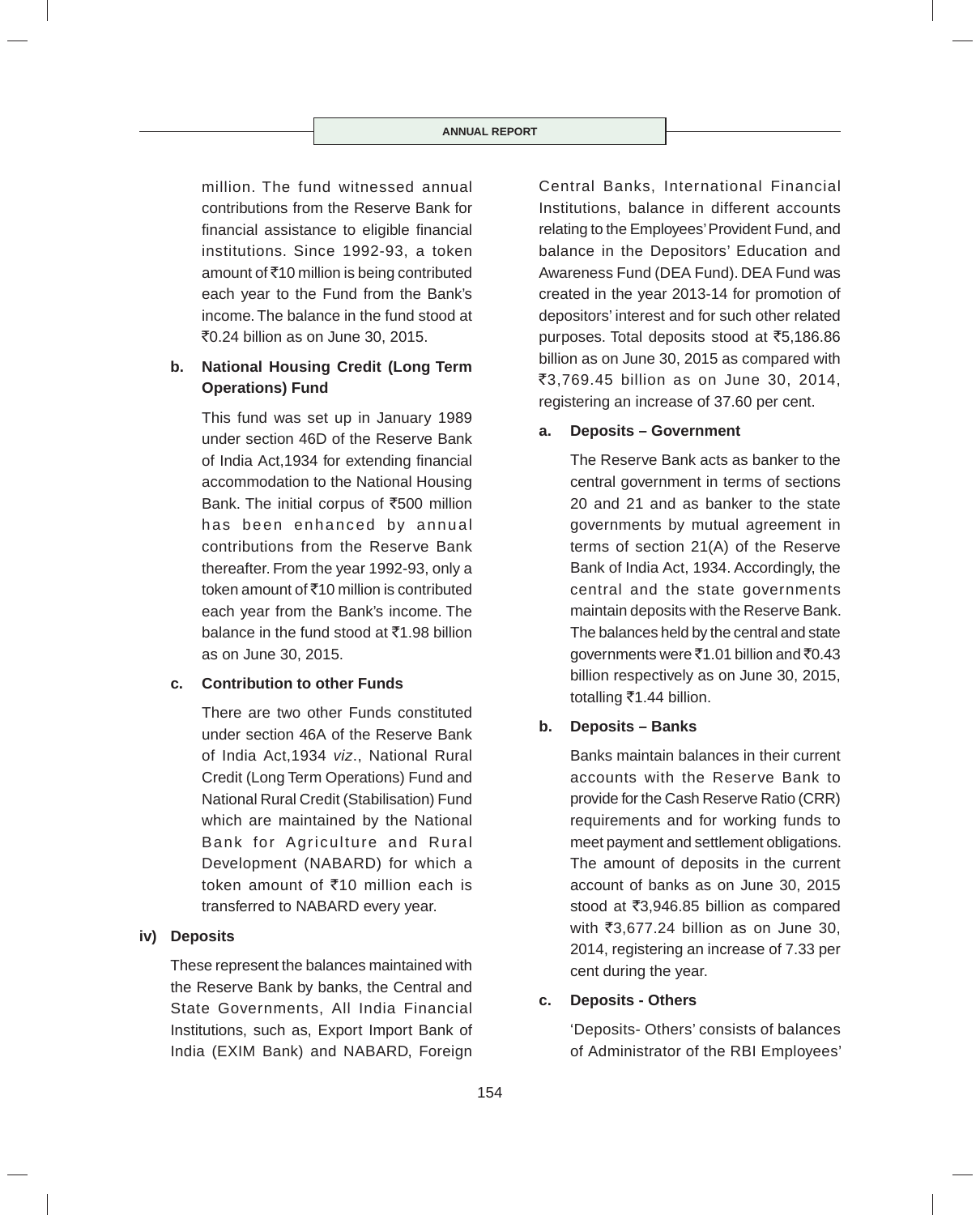million. The fund witnessed annual contributions from the Reserve Bank for financial assistance to eligible financial institutions. Since 1992-93, a token amount of ₹10 million is being contributed each year to the Fund from the Bank's income. The balance in the fund stood at ₹0.24 billion as on June 30, 2015.

**b. National Housing Credit (Long Term Operations) Fund**

This fund was set up in January 1989 under section 46D of the Reserve Bank of India Act,1934 for extending financial accommodation to the National Housing Bank. The initial corpus of ₹500 million has been enhanced by annual contributions from the Reserve Bank thereafter. From the year 1992-93, only a token amount of ₹10 million is contributed each year from the Bank's income. The balance in the fund stood at ₹1.98 billion as on June 30, 2015.

**c. Contribution to other Funds**

There are two other Funds constituted under section 46A of the Reserve Bank of India Act,1934 *viz*., National Rural Credit (Long Term Operations) Fund and National Rural Credit (Stabilisation) Fund which are maintained by the National Bank for Agriculture and Rural Development (NABARD) for which a token amount of ₹10 million each is transferred to NABARD every year.

**iv) Deposits**

These represent the balances maintained with the Reserve Bank by banks, the Central and State Governments, All India Financial Institutions, such as, Export Import Bank of India (EXIM Bank) and NABARD, Foreign Central Banks, International Financial Institutions, balance in different accounts relating to the Employees' Provident Fund, and balance in the Depositors' Education and Awareness Fund (DEA Fund). DEA Fund was created in the year 2013-14 for promotion of depositors' interest and for such other related purposes. Total deposits stood at ₹5,186.86 billion as on June 30, 2015 as compared with ₹3,769.45 billion as on June 30, 2014, registering an increase of 37.60 per cent.

**a. Deposits – Government**

The Reserve Bank acts as banker to the central government in terms of sections 20 and 21 and as banker to the state governments by mutual agreement in terms of section 21(A) of the Reserve Bank of India Act, 1934. Accordingly, the central and the state governments maintain deposits with the Reserve Bank. The balances held by the central and state governments were ₹1.01 billion and ₹0.43 billion respectively as on June 30, 2015, totalling ₹1.44 billion.

**b. Deposits – Banks**

Banks maintain balances in their current accounts with the Reserve Bank to provide for the Cash Reserve Ratio (CRR) requirements and for working funds to meet payment and settlement obligations. The amount of deposits in the current account of banks as on June 30, 2015 stood at ₹3,946.85 billion as compared with ₹3,677.24 billion as on June 30, 2014, registering an increase of 7.33 per cent during the year.

**c. Deposits - Others**

'Deposits- Others' consists of balances of Administrator of the RBI Employees'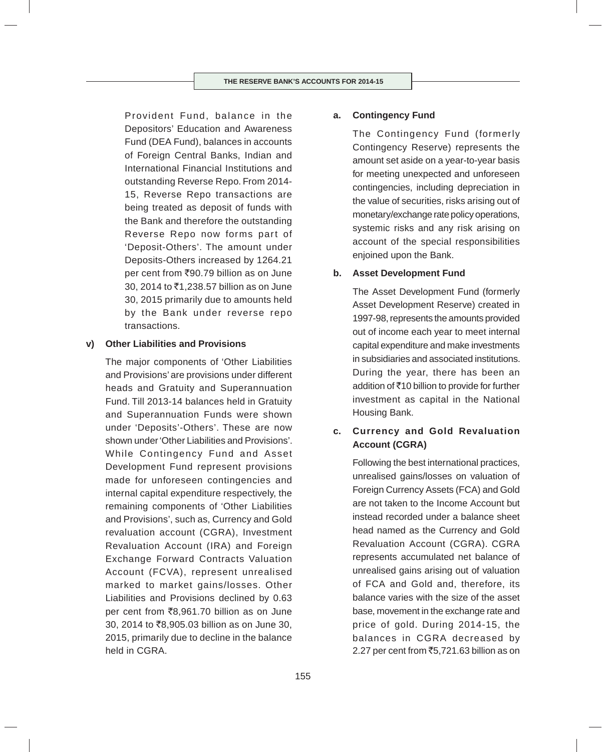Provident Fund, balance in the Depositors' Education and Awareness Fund (DEA Fund), balances in accounts of Foreign Central Banks, Indian and International Financial Institutions and outstanding Reverse Repo. From 2014-15, Reverse Repo transactions are being treated as deposit of funds with the Bank and therefore the outstanding Reverse Repo now forms part of 'Deposit-Others'. The amount under Deposits-Others increased by 1264.21 per cent from ₹90.79 billion as on June 30, 2014 to ₹1,238.57 billion as on June 30, 2015 primarily due to amounts held by the Bank under reverse repo transactions.

**v) Other Liabilities and Provisions**

The major components of 'Other Liabilities and Provisions' are provisions under different heads and Gratuity and Superannuation Fund. Till 2013-14 balances held in Gratuity and Superannuation Funds were shown under 'Deposits'-Others'. These are now shown under 'Other Liabilities and Provisions'. While Contingency Fund and Asset Development Fund represent provisions made for unforeseen contingencies and internal capital expenditure respectively, the remaining components of 'Other Liabilities and Provisions', such as, Currency and Gold revaluation account (CGRA), Investment Revaluation Account (IRA) and Foreign Exchange Forward Contracts Valuation Account (FCVA), represent unrealised marked to market gains/losses. Other Liabilities and Provisions declined by 0.63 per cent from ₹8,961.70 billion as on June 30, 2014 to ₹8,905.03 billion as on June 30, 2015, primarily due to decline in the balance held in CGRA.

**a. Contingency Fund**

The Contingency Fund (formerly Contingency Reserve) represents the amount set aside on a year-to-year basis for meeting unexpected and unforeseen contingencies, including depreciation in the value of securities, risks arising out of monetary/exchange rate policy operations, systemic risks and any risk arising on account of the special responsibilities enjoined upon the Bank.

**b. Asset Development Fund**

The Asset Development Fund (formerly Asset Development Reserve) created in 1997-98, represents the amounts provided out of income each year to meet internal capital expenditure and make investments in subsidiaries and associated institutions. During the year, there has been an addition of ₹10 billion to provide for further investment as capital in the National Housing Bank.

**c. Currency and Gold Revaluation Account (CGRA)**

Following the best international practices, unrealised gains/losses on valuation of Foreign Currency Assets (FCA) and Gold are not taken to the Income Account but instead recorded under a balance sheet head named as the Currency and Gold Revaluation Account (CGRA). CGRA represents accumulated net balance of unrealised gains arising out of valuation of FCA and Gold and, therefore, its balance varies with the size of the asset base, movement in the exchange rate and price of gold. During 2014-15, the balances in CGRA decreased by 2.27 per cent from ₹5,721.63 billion as on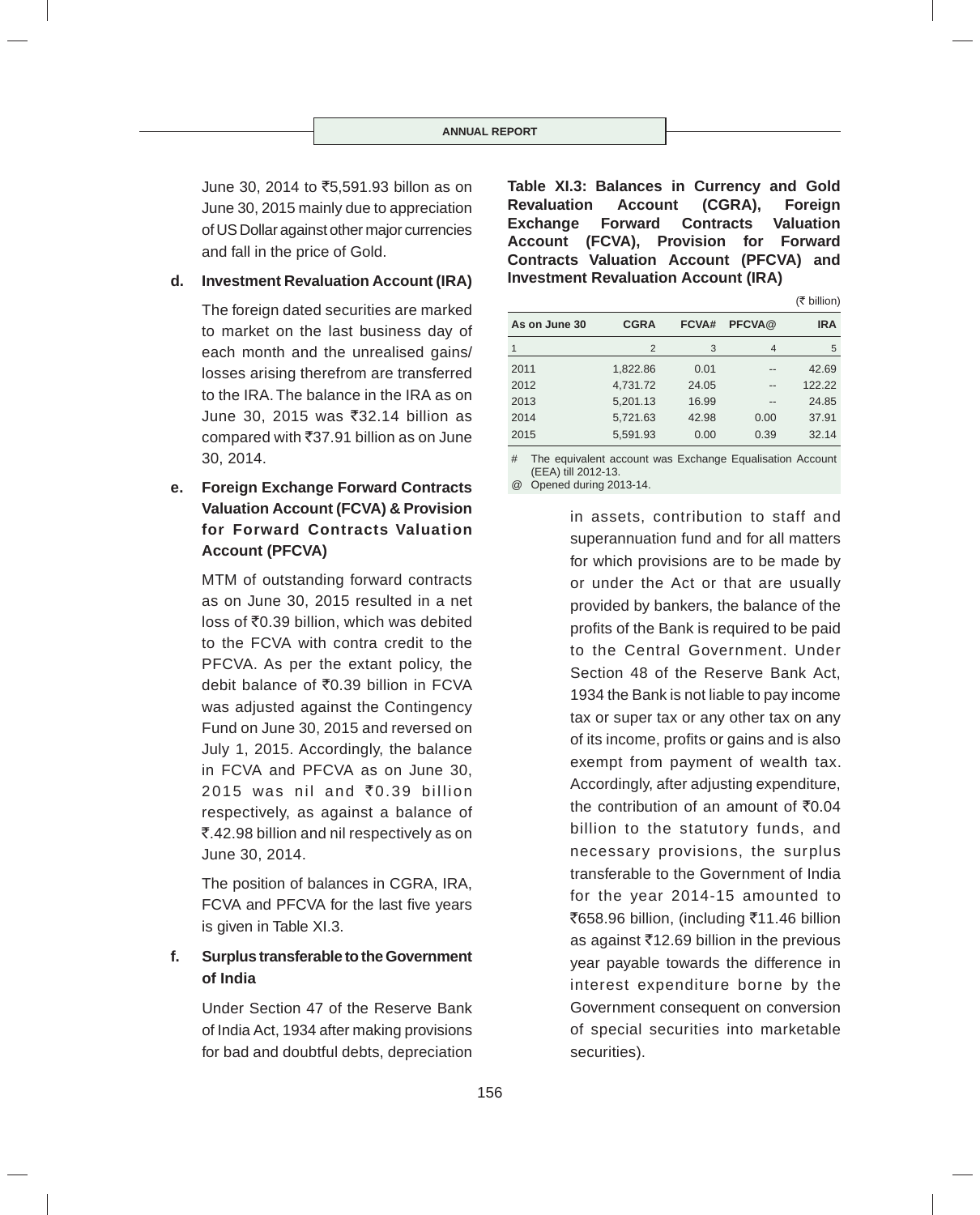June 30, 2014 to ₹5,591.93 billon as on June 30, 2015 mainly due to appreciation of US Dollar against other major currencies and fall in the price of Gold.

**d. Investment Revaluation Account (IRA)**

The foreign dated securities are marked to market on the last business day of each month and the unrealised gains/ losses arising therefrom are transferred to the IRA. The balance in the IRA as on June 30, 2015 was ₹32.14 billion as compared with ₹37.91 billion as on June 30, 2014.

**e. Foreign Exchange Forward Contracts Valuation Account (FCVA) & Provision for Forward Contracts Valuation Account (PFCVA)**

MTM of outstanding forward contracts as on June 30, 2015 resulted in a net loss of ₹0.39 billion, which was debited to the FCVA with contra credit to the PFCVA. As per the extant policy, the debit balance of ₹0.39 billion in FCVA was adjusted against the Contingency Fund on June 30, 2015 and reversed on July 1, 2015. Accordingly, the balance in FCVA and PFCVA as on June 30, 2015 was nil and ₹0.39 billion respectively, as against a balance of ₹.42.98 billion and nil respectively as on June 30, 2014.

The position of balances in CGRA, IRA, FCVA and PFCVA for the last five years is given in Table XI.3.

**Table XI.3: Balances in Currency and Gold Revaluation Account (CGRA), Foreign Exchange Forward Contracts Valuation Account (FCVA), Provision for Forward Contracts Valuation Account (PFCVA) and Investment Revaluation Account (IRA)**

(₹ billion)

| As on June 30 | CGRA | FCVA# | PFCVA@ | IRA |
|---|---|---|---|---|
| 1 | 2 | 3 | 4 | 5 |
| 2011 | 1,822.86 | 0.01 | -- | 42.69 |
| 2012 | 4,731.72 | 24.05 | -- | 122.22 |
| 2013 | 5,201.13 | 16.99 | -- | 24.85 |
| 2014 | 5,721.63 | 42.98 | 0.00 | 37.91 |
| 2015 | 5,591.93 | 0.00 | 0.39 | 32.14 |

# The equivalent account was Exchange Equalisation Account (EEA) till 2012-13.

@ Opened during 2013-14.

**f. Surplus transferable to the Government of India**

Under Section 47 of the Reserve Bank of India Act, 1934 after making provisions for bad and doubtful debts, depreciation in assets, contribution to staff and superannuation fund and for all matters for which provisions are to be made by or under the Act or that are usually provided by bankers, the balance of the profits of the Bank is required to be paid to the Central Government. Under Section 48 of the Reserve Bank Act, 1934 the Bank is not liable to pay income tax or super tax or any other tax on any of its income, profits or gains and is also exempt from payment of wealth tax. Accordingly, after adjusting expenditure, the contribution of an amount of ₹0.04 billion to the statutory funds, and necessary provisions, the surplus transferable to the Government of India for the year 2014-15 amounted to ₹658.96 billion, (including ₹11.46 billion as against ₹12.69 billion in the previous year payable towards the difference in interest expenditure borne by the Government consequent on conversion of special securities into marketable securities).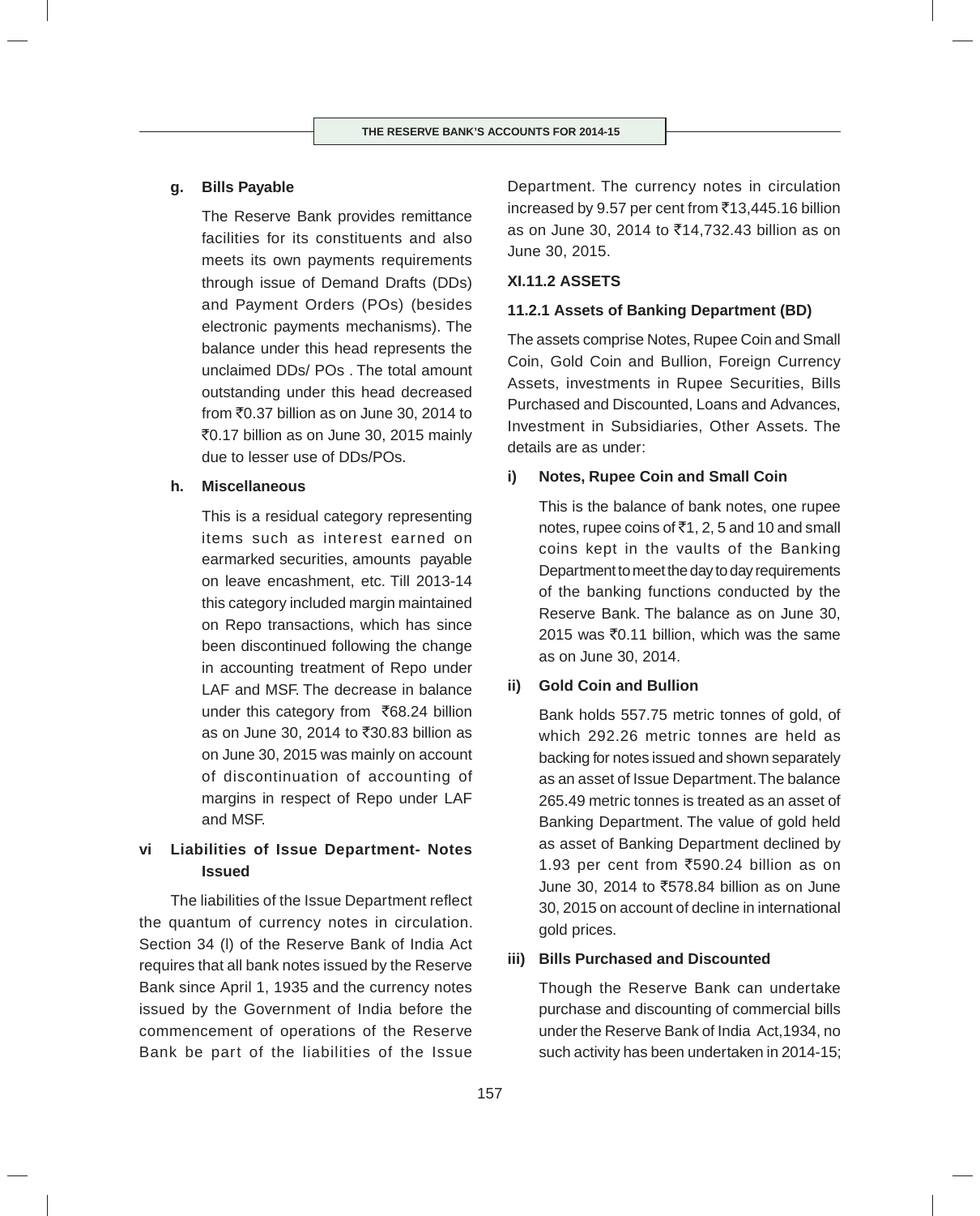**g. Bills Payable**

The Reserve Bank provides remittance facilities for its constituents and also meets its own payments requirements through issue of Demand Drafts (DDs) and Payment Orders (POs) (besides electronic payments mechanisms). The balance under this head represents the unclaimed DDs/ POs . The total amount outstanding under this head decreased from ₹0.37 billion as on June 30, 2014 to ₹0.17 billion as on June 30, 2015 mainly due to lesser use of DDs/POs.

**h. Miscellaneous**

This is a residual category representing items such as interest earned on earmarked securities, amounts payable on leave encashment, etc. Till 2013-14 this category included margin maintained on Repo transactions, which has since been discontinued following the change in accounting treatment of Repo under LAF and MSF. The decrease in balance under this category from ₹68.24 billion as on June 30, 2014 to ₹30.83 billion as on June 30, 2015 was mainly on account of discontinuation of accounting of margins in respect of Repo under LAF and MSF.

**vi Liabilities of Issue Department- Notes Issued**

The liabilities of the Issue Department reflect the quantum of currency notes in circulation. Section 34 (l) of the Reserve Bank of India Act requires that all bank notes issued by the Reserve Bank since April 1, 1935 and the currency notes issued by the Government of India before the commencement of operations of the Reserve Bank be part of the liabilities of the Issue Department. The currency notes in circulation increased by 9.57 per cent from ₹13,445.16 billion as on June 30, 2014 to ₹14,732.43 billion as on June 30, 2015.

**XI.11.2 ASSETS**

**11.2.1 Assets of Banking Department (BD)**

The assets comprise Notes, Rupee Coin and Small Coin, Gold Coin and Bullion, Foreign Currency Assets, investments in Rupee Securities, Bills Purchased and Discounted, Loans and Advances, Investment in Subsidiaries, Other Assets. The details are as under:

**i) Notes, Rupee Coin and Small Coin**

This is the balance of bank notes, one rupee notes, rupee coins of ₹1, 2, 5 and 10 and small coins kept in the vaults of the Banking Department to meet the day to day requirements of the banking functions conducted by the Reserve Bank. The balance as on June 30, 2015 was ₹0.11 billion, which was the same as on June 30, 2014.

**ii) Gold Coin and Bullion**

Bank holds 557.75 metric tonnes of gold, of which 292.26 metric tonnes are held as backing for notes issued and shown separately as an asset of Issue Department. The balance 265.49 metric tonnes is treated as an asset of Banking Department. The value of gold held as asset of Banking Department declined by 1.93 per cent from ₹590.24 billion as on June 30, 2014 to ₹578.84 billion as on June 30, 2015 on account of decline in international gold prices.

**iii) Bills Purchased and Discounted**

Though the Reserve Bank can undertake purchase and discounting of commercial bills under the Reserve Bank of India Act,1934, no such activity has been undertaken in 2014-15;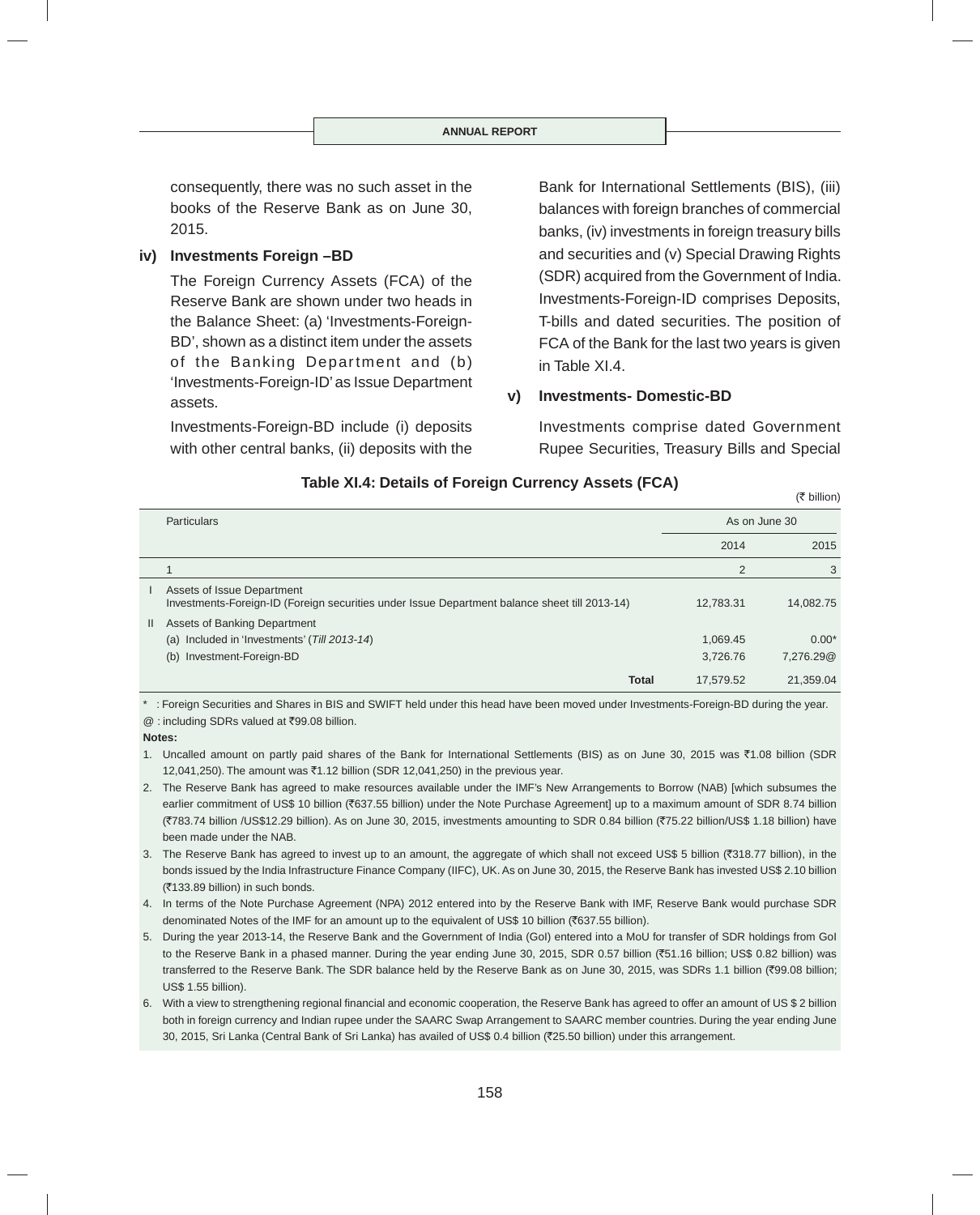consequently, there was no such asset in the books of the Reserve Bank as on June 30, 2015.

**iv) Investments Foreign –BD**

The Foreign Currency Assets (FCA) of the Reserve Bank are shown under two heads in the Balance Sheet: (a) 'Investments-Foreign-BD', shown as a distinct item under the assets of the Banking Department and (b) 'Investments-Foreign-ID' as Issue Department assets.

Investments-Foreign-BD include (i) deposits with other central banks, (ii) deposits with the Bank for International Settlements (BIS), (iii) balances with foreign branches of commercial banks, (iv) investments in foreign treasury bills and securities and (v) Special Drawing Rights (SDR) acquired from the Government of India. Investments-Foreign-ID comprises Deposits, T-bills and dated securities. The position of FCA of the Bank for the last two years is given in Table XI.4.

**v) Investments- Domestic-BD**

Investments comprise dated Government Rupee Securities, Treasury Bills and Special

**Table XI.4: Details of Foreign Currency Assets (FCA)**

(₹ billion)

| | Particulars | As on June 30 | |
|---|---|---|---|
| | | 2014 | 2015 |
| | 1 | 2 | 3 |
| I | Assets of Issue Department<br>Investments-Foreign-ID (Foreign securities under Issue Department balance sheet till 2013-14) | 12,783.31 | 14,082.75 |
| II | Assets of Banking Department | | |
| | (a) Included in 'Investments' (*Till 2013-14*) | 1,069.45 | 0.00* |
| | (b) Investment-Foreign-BD | 3,726.76 | 7,276.29@ |
| | **Total** | 17,579.52 | 21,359.04 |

\* : Foreign Securities and Shares in BIS and SWIFT held under this head have been moved under Investments-Foreign-BD during the year.

@ : including SDRs valued at ₹99.08 billion.

**Notes:**

1. Uncalled amount on partly paid shares of the Bank for International Settlements (BIS) as on June 30, 2015 was ₹1.08 billion (SDR 12,041,250). The amount was ₹1.12 billion (SDR 12,041,250) in the previous year.
2. The Reserve Bank has agreed to make resources available under the IMF's New Arrangements to Borrow (NAB) [which subsumes the earlier commitment of US$ 10 billion (₹637.55 billion) under the Note Purchase Agreement] up to a maximum amount of SDR 8.74 billion (₹783.74 billion /US$12.29 billion). As on June 30, 2015, investments amounting to SDR 0.84 billion (₹75.22 billion/US$ 1.18 billion) have been made under the NAB.
3. The Reserve Bank has agreed to invest up to an amount, the aggregate of which shall not exceed US$ 5 billion (₹318.77 billion), in the bonds issued by the India Infrastructure Finance Company (IIFC), UK. As on June 30, 2015, the Reserve Bank has invested US$ 2.10 billion (₹133.89 billion) in such bonds.
4. In terms of the Note Purchase Agreement (NPA) 2012 entered into by the Reserve Bank with IMF, Reserve Bank would purchase SDR denominated Notes of the IMF for an amount up to the equivalent of US$ 10 billion (₹637.55 billion).
5. During the year 2013-14, the Reserve Bank and the Government of India (GoI) entered into a MoU for transfer of SDR holdings from GoI to the Reserve Bank in a phased manner. During the year ending June 30, 2015, SDR 0.57 billion (₹51.16 billion; US$ 0.82 billion) was transferred to the Reserve Bank. The SDR balance held by the Reserve Bank as on June 30, 2015, was SDRs 1.1 billion (₹99.08 billion; US$ 1.55 billion).
6. With a view to strengthening regional financial and economic cooperation, the Reserve Bank has agreed to offer an amount of US $ 2 billion both in foreign currency and Indian rupee under the SAARC Swap Arrangement to SAARC member countries. During the year ending June 30, 2015, Sri Lanka (Central Bank of Sri Lanka) has availed of US$ 0.4 billion (₹25.50 billion) under this arrangement.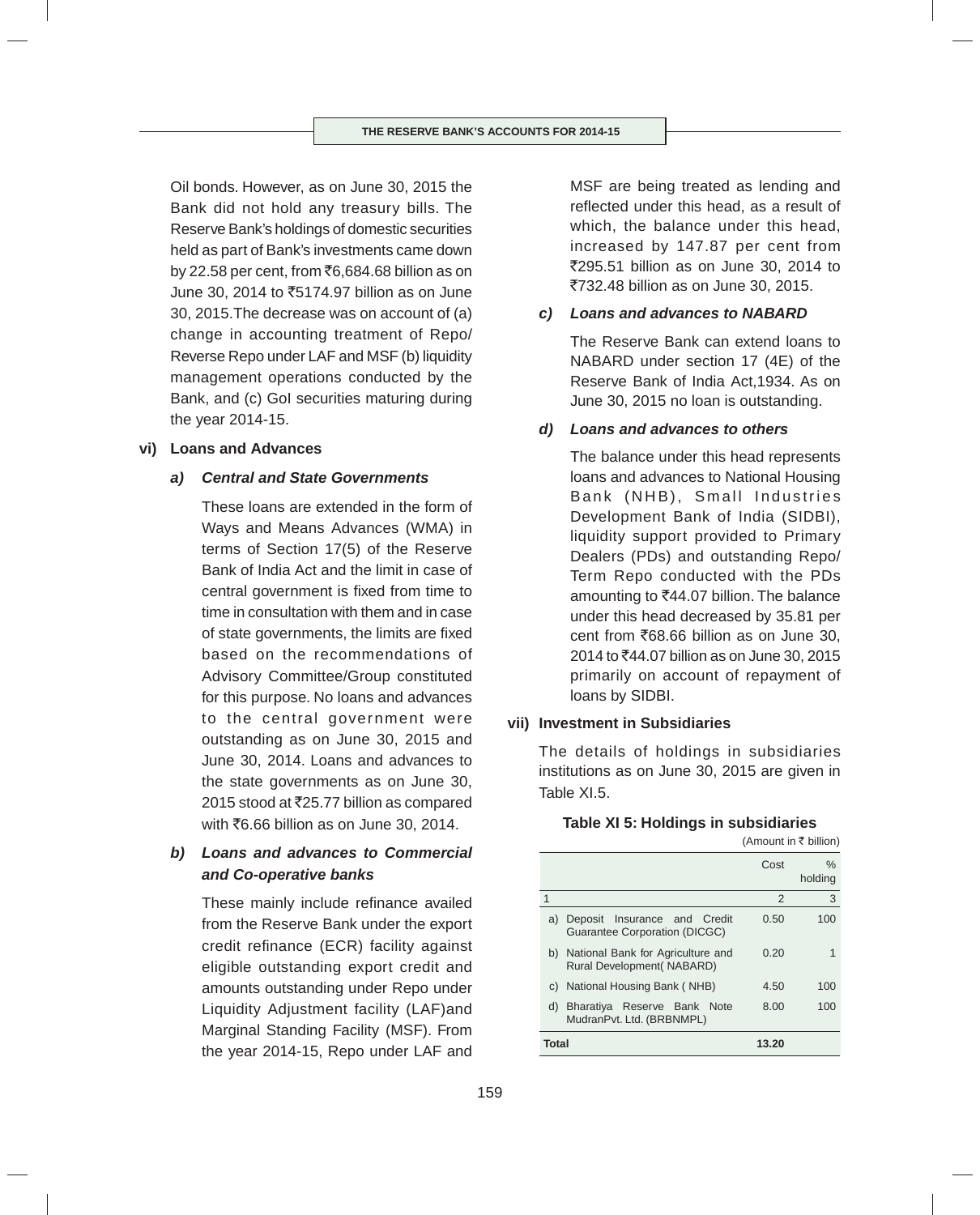Oil bonds. However, as on June 30, 2015 the Bank did not hold any treasury bills. The Reserve Bank's holdings of domestic securities held as part of Bank's investments came down by 22.58 per cent, from ₹6,684.68 billion as on June 30, 2014 to ₹5174.97 billion as on June 30, 2015.The decrease was on account of (a) change in accounting treatment of Repo/ Reverse Repo under LAF and MSF (b) liquidity management operations conducted by the Bank, and (c) GoI securities maturing during the year 2014-15.

**vi) Loans and Advances**

***a) Central and State Governments***

These loans are extended in the form of Ways and Means Advances (WMA) in terms of Section 17(5) of the Reserve Bank of India Act and the limit in case of central government is fixed from time to time in consultation with them and in case of state governments, the limits are fixed based on the recommendations of Advisory Committee/Group constituted for this purpose. No loans and advances to the central government were outstanding as on June 30, 2015 and June 30, 2014. Loans and advances to the state governments as on June 30, 2015 stood at ₹25.77 billion as compared with ₹6.66 billion as on June 30, 2014.

***b) Loans and advances to Commercial and Co-operative banks***

These mainly include refinance availed from the Reserve Bank under the export credit refinance (ECR) facility against eligible outstanding export credit and amounts outstanding under Repo under Liquidity Adjustment facility (LAF)and Marginal Standing Facility (MSF). From the year 2014-15, Repo under LAF and MSF are being treated as lending and reflected under this head, as a result of which, the balance under this head, increased by 147.87 per cent from ₹295.51 billion as on June 30, 2014 to ₹732.48 billion as on June 30, 2015.

***c) Loans and advances to NABARD***

The Reserve Bank can extend loans to NABARD under section 17 (4E) of the Reserve Bank of India Act,1934. As on June 30, 2015 no loan is outstanding.

***d) Loans and advances to others***

The balance under this head represents loans and advances to National Housing Bank (NHB), Small Industries Development Bank of India (SIDBI), liquidity support provided to Primary Dealers (PDs) and outstanding Repo/ Term Repo conducted with the PDs amounting to ₹44.07 billion. The balance under this head decreased by 35.81 per cent from ₹68.66 billion as on June 30, 2014 to ₹44.07 billion as on June 30, 2015 primarily on account of repayment of loans by SIDBI.

**vii) Investment in Subsidiaries**

The details of holdings in subsidiaries institutions as on June 30, 2015 are given in Table XI.5.

**Table XI 5: Holdings in subsidiaries**

(Amount in ₹ billion)

| | Cost | % holding |
|---|---|---|
| 1 | 2 | 3 |
| a) Deposit Insurance and Credit Guarantee Corporation (DICGC) | 0.50 | 100 |
| b) National Bank for Agriculture and Rural Development( NABARD) | 0.20 | 1 |
| c) National Housing Bank ( NHB) | 4.50 | 100 |
| d) Bharatiya Reserve Bank Note MudranPvt. Ltd. (BRBNMPL) | 8.00 | 100 |
| **Total** | **13.20** | |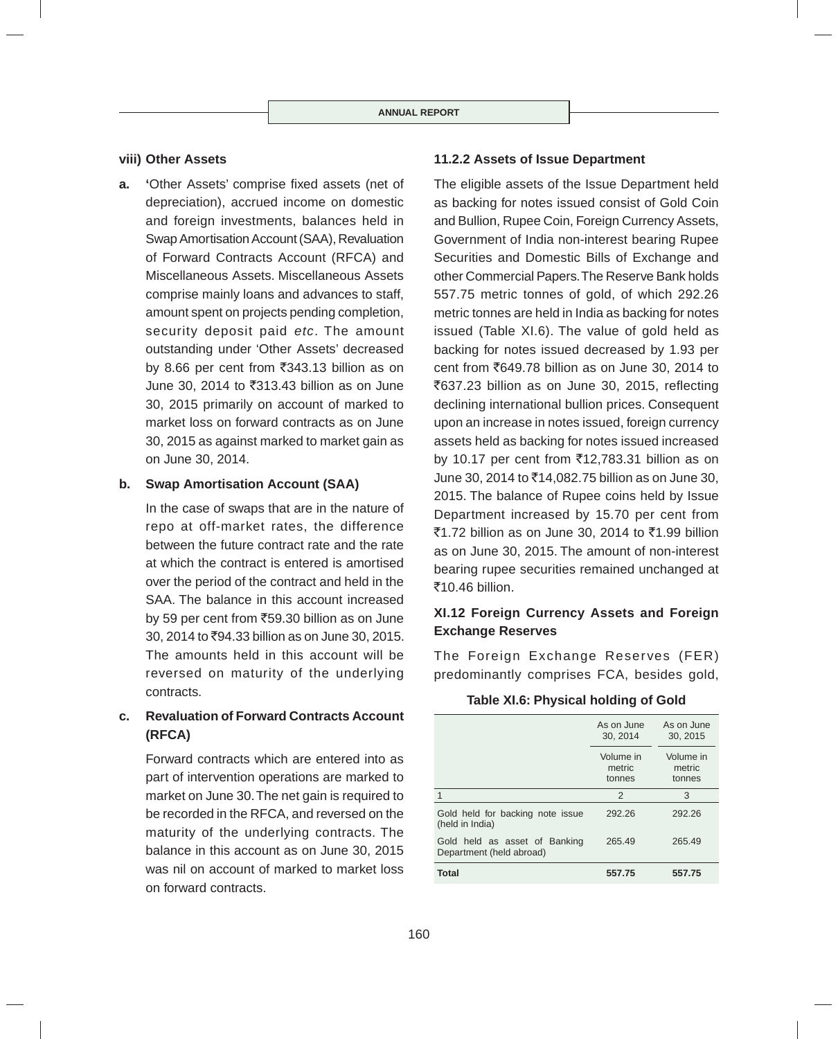### viii) Other Assets

**a.** 'Other Assets' comprise fixed assets (net of depreciation), accrued income on domestic and foreign investments, balances held in Swap Amortisation Account (SAA), Revaluation of Forward Contracts Account (RFCA) and Miscellaneous Assets. Miscellaneous Assets comprise mainly loans and advances to staff, amount spent on projects pending completion, security deposit paid *etc*. The amount outstanding under 'Other Assets' decreased by 8.66 per cent from ₹343.13 billion as on June 30, 2014 to ₹313.43 billion as on June 30, 2015 primarily on account of marked to market loss on forward contracts as on June 30, 2015 as against marked to market gain as on June 30, 2014.

**b. Swap Amortisation Account (SAA)**

In the case of swaps that are in the nature of repo at off-market rates, the difference between the future contract rate and the rate at which the contract is entered is amortised over the period of the contract and held in the SAA. The balance in this account increased by 59 per cent from ₹59.30 billion as on June 30, 2014 to ₹94.33 billion as on June 30, 2015. The amounts held in this account will be reversed on maturity of the underlying contracts.

**c. Revaluation of Forward Contracts Account (RFCA)**

Forward contracts which are entered into as part of intervention operations are marked to market on June 30. The net gain is required to be recorded in the RFCA, and reversed on the maturity of the underlying contracts. The balance in this account as on June 30, 2015 was nil on account of marked to market loss on forward contracts.

### 11.2.2 Assets of Issue Department

The eligible assets of the Issue Department held as backing for notes issued consist of Gold Coin and Bullion, Rupee Coin, Foreign Currency Assets, Government of India non-interest bearing Rupee Securities and Domestic Bills of Exchange and other Commercial Papers. The Reserve Bank holds 557.75 metric tonnes of gold, of which 292.26 metric tonnes are held in India as backing for notes issued (Table XI.6). The value of gold held as backing for notes issued decreased by 1.93 per cent from ₹649.78 billion as on June 30, 2014 to ₹637.23 billion as on June 30, 2015, reflecting declining international bullion prices. Consequent upon an increase in notes issued, foreign currency assets held as backing for notes issued increased by 10.17 per cent from ₹12,783.31 billion as on June 30, 2014 to ₹14,082.75 billion as on June 30, 2015. The balance of Rupee coins held by Issue Department increased by 15.70 per cent from ₹1.72 billion as on June 30, 2014 to ₹1.99 billion as on June 30, 2015. The amount of non-interest bearing rupee securities remained unchanged at ₹10.46 billion.

## XI.12 Foreign Currency Assets and Foreign Exchange Reserves

The Foreign Exchange Reserves (FER) predominantly comprises FCA, besides gold,

**Table XI.6: Physical holding of Gold**

| | As on June 30, 2014 | As on June 30, 2015 |
|---|---|---|
| | Volume in metric tonnes | Volume in metric tonnes |
| 1 | 2 | 3 |
| Gold held for backing note issue (held in India) | 292.26 | 292.26 |
| Gold held as asset of Banking Department (held abroad) | 265.49 | 265.49 |
| **Total** | **557.75** | **557.75** |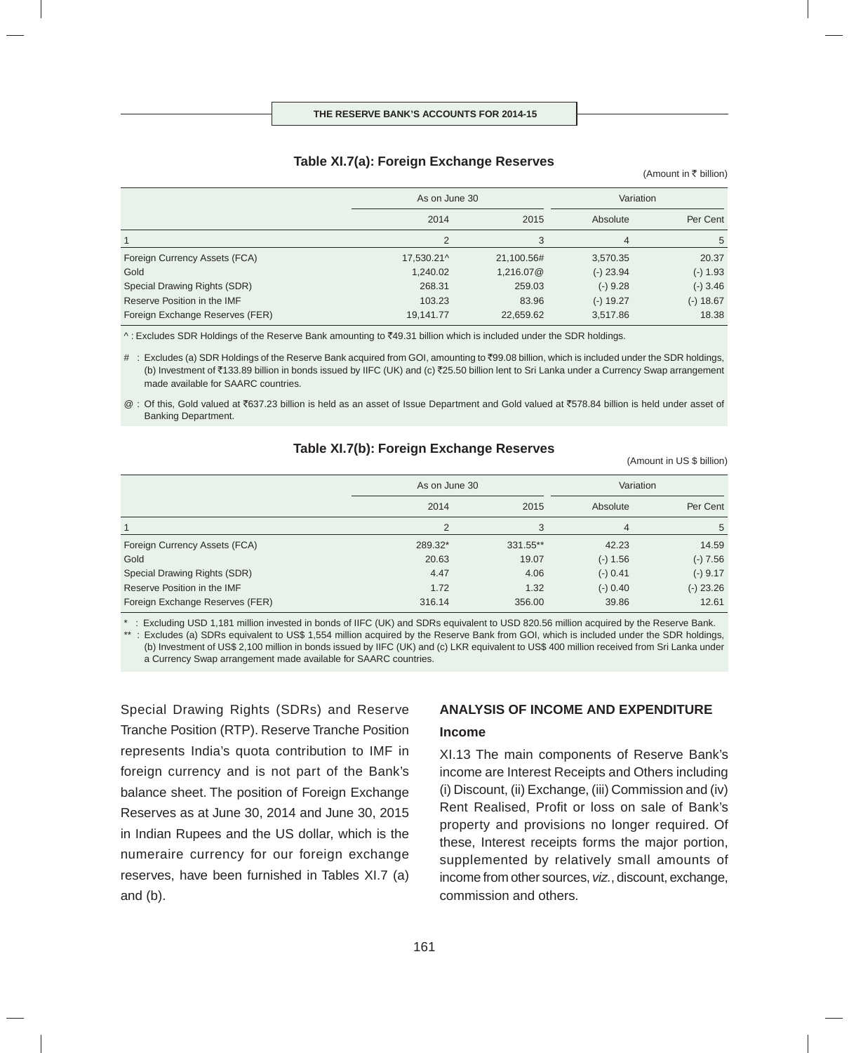## Table XI.7(a): Foreign Exchange Reserves

(Amount in ₹ billion)

| | As on June 30 | | Variation | |
|---|---|---|---|---|
| | 2014 | 2015 | Absolute | Per Cent |
| 1 | 2 | 3 | 4 | 5 |
| Foreign Currency Assets (FCA) | 17,530.21^ | 21,100.56# | 3,570.35 | 20.37 |
| Gold | 1,240.02 | 1,216.07@ | (-) 23.94 | (-) 1.93 |
| Special Drawing Rights (SDR) | 268.31 | 259.03 | (-) 9.28 | (-) 3.46 |
| Reserve Position in the IMF | 103.23 | 83.96 | (-) 19.27 | (-) 18.67 |
| Foreign Exchange Reserves (FER) | 19,141.77 | 22,659.62 | 3,517.86 | 18.38 |

^ : Excludes SDR Holdings of the Reserve Bank amounting to ₹49.31 billion which is included under the SDR holdings.

# : Excludes (a) SDR Holdings of the Reserve Bank acquired from GOI, amounting to ₹99.08 billion, which is included under the SDR holdings, (b) Investment of ₹133.89 billion in bonds issued by IIFC (UK) and (c) ₹25.50 billion lent to Sri Lanka under a Currency Swap arrangement made available for SAARC countries.

@ : Of this, Gold valued at ₹637.23 billion is held as an asset of Issue Department and Gold valued at ₹578.84 billion is held under asset of Banking Department.

## Table XI.7(b): Foreign Exchange Reserves

(Amount in US $ billion)

| | As on June 30 | | Variation | |
|---|---|---|---|---|
| | 2014 | 2015 | Absolute | Per Cent |
| 1 | 2 | 3 | 4 | 5 |
| Foreign Currency Assets (FCA) | 289.32* | 331.55** | 42.23 | 14.59 |
| Gold | 20.63 | 19.07 | (-) 1.56 | (-) 7.56 |
| Special Drawing Rights (SDR) | 4.47 | 4.06 | (-) 0.41 | (-) 9.17 |
| Reserve Position in the IMF | 1.72 | 1.32 | (-) 0.40 | (-) 23.26 |
| Foreign Exchange Reserves (FER) | 316.14 | 356.00 | 39.86 | 12.61 |

\* : Excluding USD 1,181 million invested in bonds of IIFC (UK) and SDRs equivalent to USD 820.56 million acquired by the Reserve Bank.

** : Excludes (a) SDRs equivalent to US$ 1,554 million acquired by the Reserve Bank from GOI, which is included under the SDR holdings, (b) Investment of US$ 2,100 million in bonds issued by IIFC (UK) and (c) LKR equivalent to US$ 400 million received from Sri Lanka under a Currency Swap arrangement made available for SAARC countries.

Special Drawing Rights (SDRs) and Reserve Tranche Position (RTP). Reserve Tranche Position represents India's quota contribution to IMF in foreign currency and is not part of the Bank's balance sheet. The position of Foreign Exchange Reserves as at June 30, 2014 and June 30, 2015 in Indian Rupees and the US dollar, which is the numeraire currency for our foreign exchange reserves, have been furnished in Tables XI.7 (a) and (b).

## ANALYSIS OF INCOME AND EXPENDITURE

### Income

XI.13 The main components of Reserve Bank's income are Interest Receipts and Others including (i) Discount, (ii) Exchange, (iii) Commission and (iv) Rent Realised, Profit or loss on sale of Bank's property and provisions no longer required. Of these, Interest receipts forms the major portion, supplemented by relatively small amounts of income from other sources, *viz.*, discount, exchange, commission and others.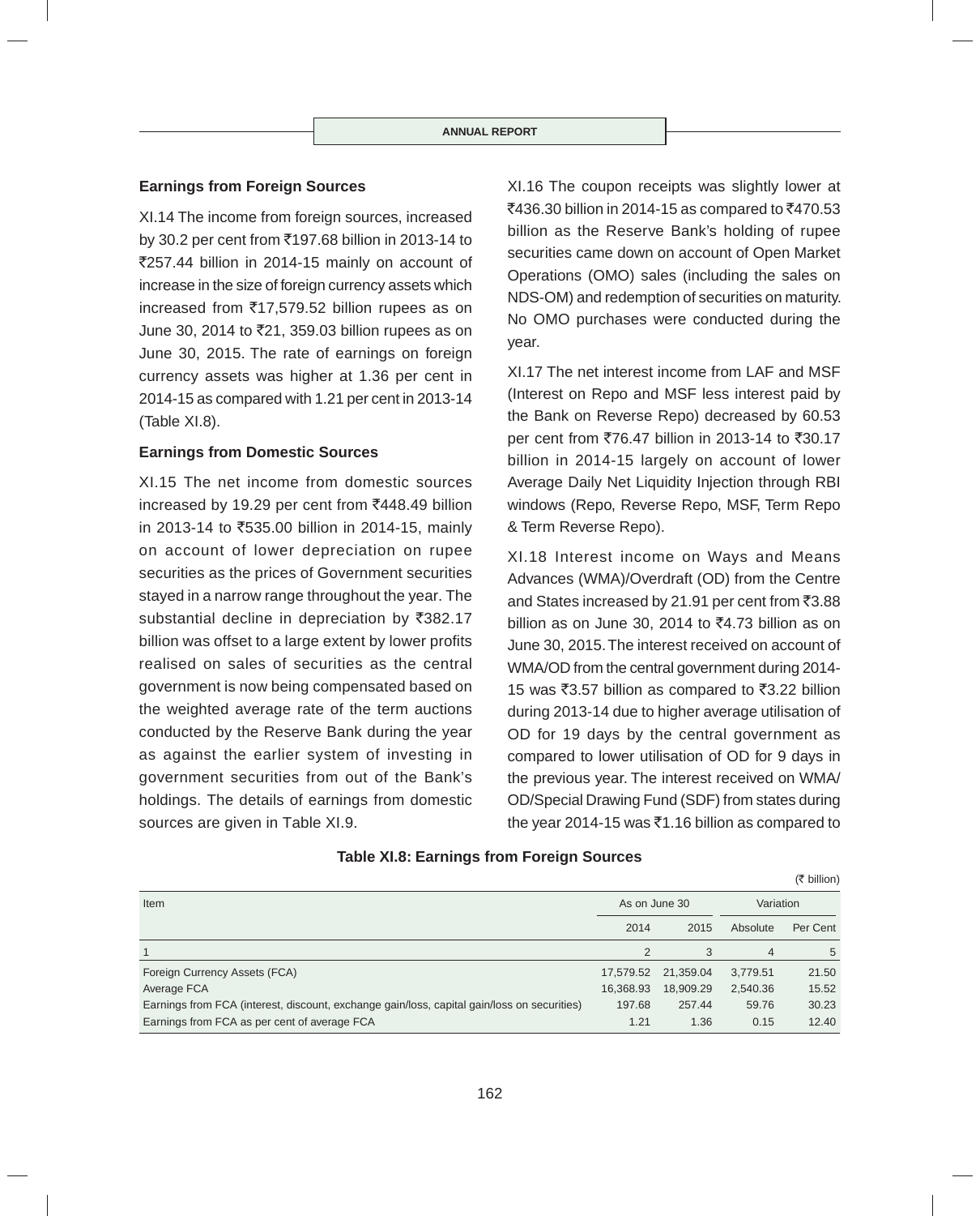### Earnings from Foreign Sources

XI.14 The income from foreign sources, increased by 30.2 per cent from ₹197.68 billion in 2013-14 to ₹257.44 billion in 2014-15 mainly on account of increase in the size of foreign currency assets which increased from ₹17,579.52 billion rupees as on June 30, 2014 to ₹21, 359.03 billion rupees as on June 30, 2015. The rate of earnings on foreign currency assets was higher at 1.36 per cent in 2014-15 as compared with 1.21 per cent in 2013-14 (Table XI.8).

### Earnings from Domestic Sources

XI.15 The net income from domestic sources increased by 19.29 per cent from ₹448.49 billion in 2013-14 to ₹535.00 billion in 2014-15, mainly on account of lower depreciation on rupee securities as the prices of Government securities stayed in a narrow range throughout the year. The substantial decline in depreciation by ₹382.17 billion was offset to a large extent by lower profits realised on sales of securities as the central government is now being compensated based on the weighted average rate of the term auctions conducted by the Reserve Bank during the year as against the earlier system of investing in government securities from out of the Bank's holdings. The details of earnings from domestic sources are given in Table XI.9.

XI.16 The coupon receipts was slightly lower at ₹436.30 billion in 2014-15 as compared to ₹470.53 billion as the Reserve Bank's holding of rupee securities came down on account of Open Market Operations (OMO) sales (including the sales on NDS-OM) and redemption of securities on maturity. No OMO purchases were conducted during the year.

XI.17 The net interest income from LAF and MSF (Interest on Repo and MSF less interest paid by the Bank on Reverse Repo) decreased by 60.53 per cent from ₹76.47 billion in 2013-14 to ₹30.17 billion in 2014-15 largely on account of lower Average Daily Net Liquidity Injection through RBI windows (Repo, Reverse Repo, MSF, Term Repo & Term Reverse Repo).

XI.18 Interest income on Ways and Means Advances (WMA)/Overdraft (OD) from the Centre and States increased by 21.91 per cent from ₹3.88 billion as on June 30, 2014 to ₹4.73 billion as on June 30, 2015. The interest received on account of WMA/OD from the central government during 2014-15 was ₹3.57 billion as compared to ₹3.22 billion during 2013-14 due to higher average utilisation of OD for 19 days by the central government as compared to lower utilisation of OD for 9 days in the previous year. The interest received on WMA/OD/Special Drawing Fund (SDF) from states during the year 2014-15 was ₹1.16 billion as compared to

**Table XI.8: Earnings from Foreign Sources**

(₹ billion)

| Item | As on June 30 | | Variation | |
|---|---|---|---|---|
| | 2014 | 2015 | Absolute | Per Cent |
| 1 | 2 | 3 | 4 | 5 |
| Foreign Currency Assets (FCA) | 17,579.52 | 21,359.04 | 3,779.51 | 21.50 |
| Average FCA | 16,368.93 | 18,909.29 | 2,540.36 | 15.52 |
| Earnings from FCA (interest, discount, exchange gain/loss, capital gain/loss on securities) | 197.68 | 257.44 | 59.76 | 30.23 |
| Earnings from FCA as per cent of average FCA | 1.21 | 1.36 | 0.15 | 12.40 |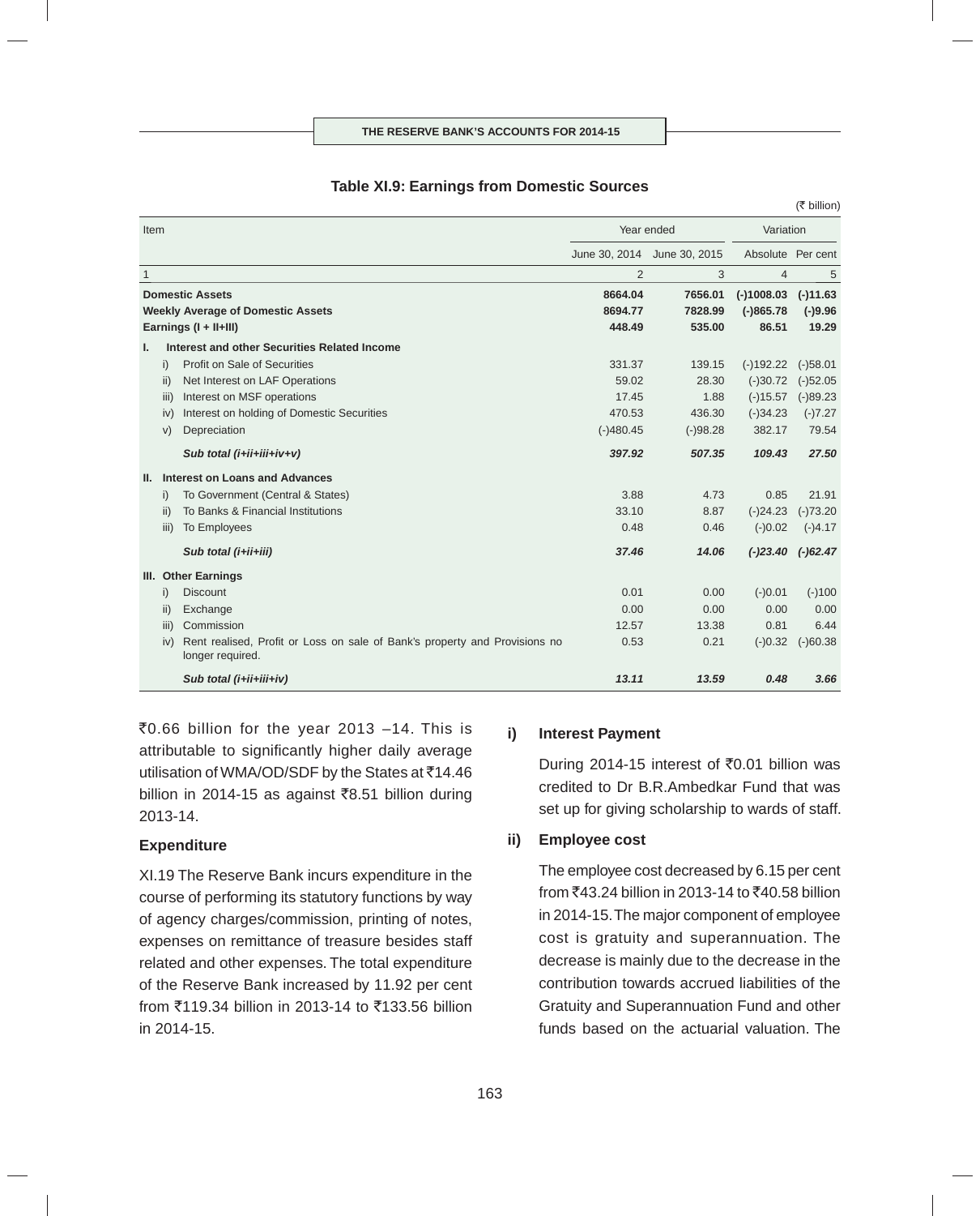**Table XI.9: Earnings from Domestic Sources**

(₹ billion)

| Item | Year ended | | Variation | |
|---|---|---|---|---|
| | June 30, 2014 | June 30, 2015 | Absolute | Per cent |
| 1 | 2 | 3 | 4 | 5 |
| **Domestic Assets** | **8664.04** | **7656.01** | **(-)1008.03** | **(-)11.63** |
| **Weekly Average of Domestic Assets** | **8694.77** | **7828.99** | **(-)865.78** | **(-)9.96** |
| **Earnings (I + II+III)** | **448.49** | **535.00** | **86.51** | **19.29** |
| **I. Interest and other Securities Related Income** | | | | |
| i) Profit on Sale of Securities | 331.37 | 139.15 | (-)192.22 | (-)58.01 |
| ii) Net Interest on LAF Operations | 59.02 | 28.30 | (-)30.72 | (-)52.05 |
| iii) Interest on MSF operations | 17.45 | 1.88 | (-)15.57 | (-)89.23 |
| iv) Interest on holding of Domestic Securities | 470.53 | 436.30 | (-)34.23 | (-)7.27 |
| v) Depreciation | (-)480.45 | (-)98.28 | 382.17 | 79.54 |
| ***Sub total (i+ii+iii+iv+v)*** | ***397.92*** | ***507.35*** | ***109.43*** | ***27.50*** |
| **II. Interest on Loans and Advances** | | | | |
| i) To Government (Central & States) | 3.88 | 4.73 | 0.85 | 21.91 |
| ii) To Banks & Financial Institutions | 33.10 | 8.87 | (-)24.23 | (-)73.20 |
| iii) To Employees | 0.48 | 0.46 | (-)0.02 | (-)4.17 |
| ***Sub total (i+ii+iii)*** | ***37.46*** | ***14.06*** | ***(-)23.40*** | ***(-)62.47*** |
| **III. Other Earnings** | | | | |
| i) Discount | 0.01 | 0.00 | (-)0.01 | (-)100 |
| ii) Exchange | 0.00 | 0.00 | 0.00 | 0.00 |
| iii) Commission | 12.57 | 13.38 | 0.81 | 6.44 |
| iv) Rent realised, Profit or Loss on sale of Bank's property and Provisions no longer required. | 0.53 | 0.21 | (-)0.32 | (-)60.38 |
| ***Sub total (i+ii+iii+iv)*** | ***13.11*** | ***13.59*** | ***0.48*** | ***3.66*** |

₹0.66 billion for the year 2013 –14. This is attributable to significantly higher daily average utilisation of WMA/OD/SDF by the States at ₹14.46 billion in 2014-15 as against ₹8.51 billion during 2013-14.

### Expenditure

XI.19 The Reserve Bank incurs expenditure in the course of performing its statutory functions by way of agency charges/commission, printing of notes, expenses on remittance of treasure besides staff related and other expenses. The total expenditure of the Reserve Bank increased by 11.92 per cent from ₹119.34 billion in 2013-14 to ₹133.56 billion in 2014-15.

**i) Interest Payment**

During 2014-15 interest of ₹0.01 billion was credited to Dr B.R.Ambedkar Fund that was set up for giving scholarship to wards of staff.

**ii) Employee cost**

The employee cost decreased by 6.15 per cent from ₹43.24 billion in 2013-14 to ₹40.58 billion in 2014-15. The major component of employee cost is gratuity and superannuation. The decrease is mainly due to the decrease in the contribution towards accrued liabilities of the Gratuity and Superannuation Fund and other funds based on the actuarial valuation. The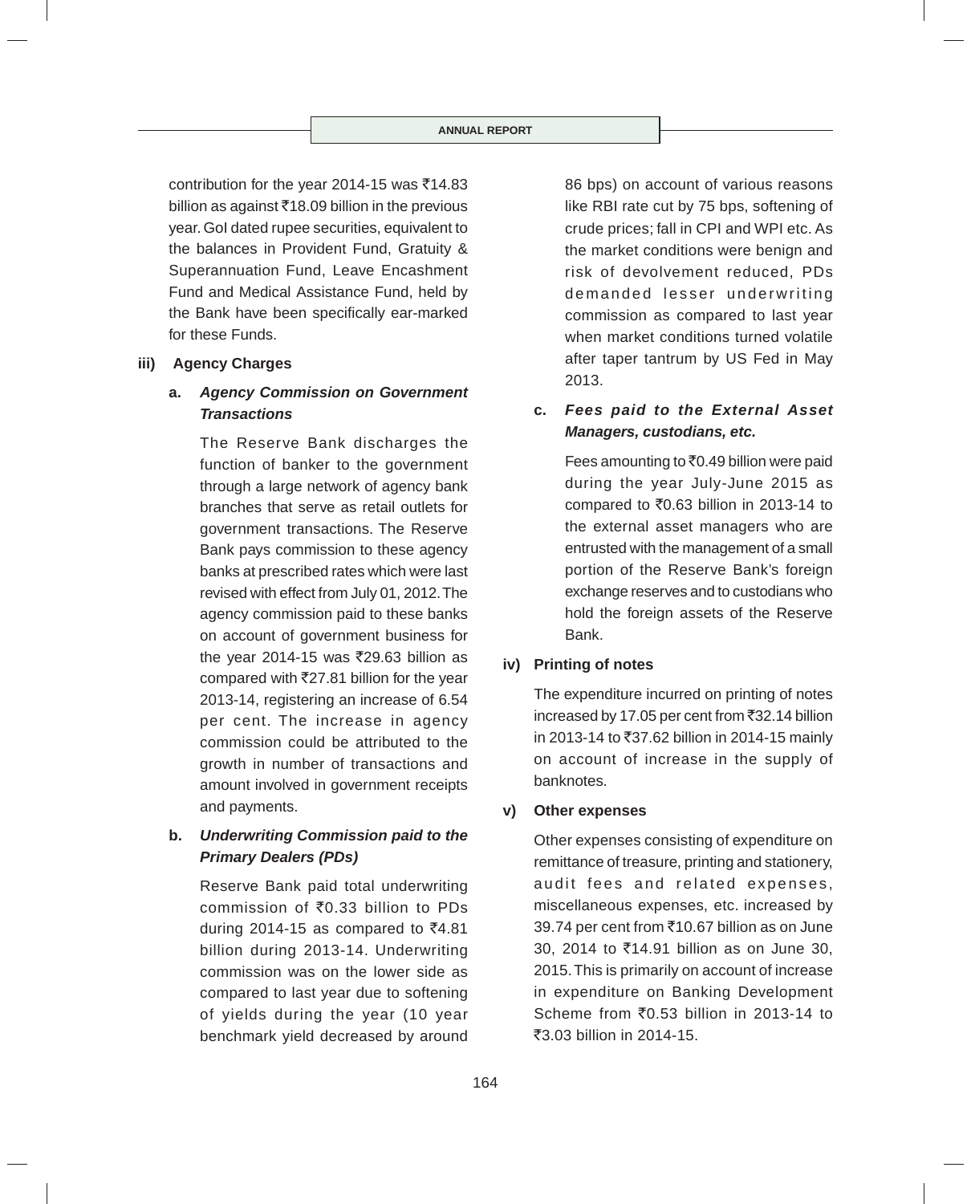contribution for the year 2014-15 was ₹14.83 billion as against ₹18.09 billion in the previous year. GoI dated rupee securities, equivalent to the balances in Provident Fund, Gratuity & Superannuation Fund, Leave Encashment Fund and Medical Assistance Fund, held by the Bank have been specifically ear-marked for these Funds.

**iii) Agency Charges**

**a. *Agency Commission on Government Transactions***

The Reserve Bank discharges the function of banker to the government through a large network of agency bank branches that serve as retail outlets for government transactions. The Reserve Bank pays commission to these agency banks at prescribed rates which were last revised with effect from July 01, 2012. The agency commission paid to these banks on account of government business for the year 2014-15 was ₹29.63 billion as compared with ₹27.81 billion for the year 2013-14, registering an increase of 6.54 per cent. The increase in agency commission could be attributed to the growth in number of transactions and amount involved in government receipts and payments.

**b. *Underwriting Commission paid to the Primary Dealers (PDs)***

Reserve Bank paid total underwriting commission of ₹0.33 billion to PDs during 2014-15 as compared to ₹4.81 billion during 2013-14. Underwriting commission was on the lower side as compared to last year due to softening of yields during the year (10 year benchmark yield decreased by around 86 bps) on account of various reasons like RBI rate cut by 75 bps, softening of crude prices; fall in CPI and WPI etc. As the market conditions were benign and risk of devolvement reduced, PDs demanded lesser underwriting commission as compared to last year when market conditions turned volatile after taper tantrum by US Fed in May 2013.

**c. *Fees paid to the External Asset Managers, custodians, etc.***

Fees amounting to ₹0.49 billion were paid during the year July-June 2015 as compared to ₹0.63 billion in 2013-14 to the external asset managers who are entrusted with the management of a small portion of the Reserve Bank's foreign exchange reserves and to custodians who hold the foreign assets of the Reserve Bank.

**iv) Printing of notes**

The expenditure incurred on printing of notes increased by 17.05 per cent from ₹32.14 billion in 2013-14 to ₹37.62 billion in 2014-15 mainly on account of increase in the supply of banknotes.

**v) Other expenses**

Other expenses consisting of expenditure on remittance of treasure, printing and stationery, audit fees and related expenses, miscellaneous expenses, etc. increased by 39.74 per cent from ₹10.67 billion as on June 30, 2014 to ₹14.91 billion as on June 30, 2015. This is primarily on account of increase in expenditure on Banking Development Scheme from ₹0.53 billion in 2013-14 to ₹3.03 billion in 2014-15.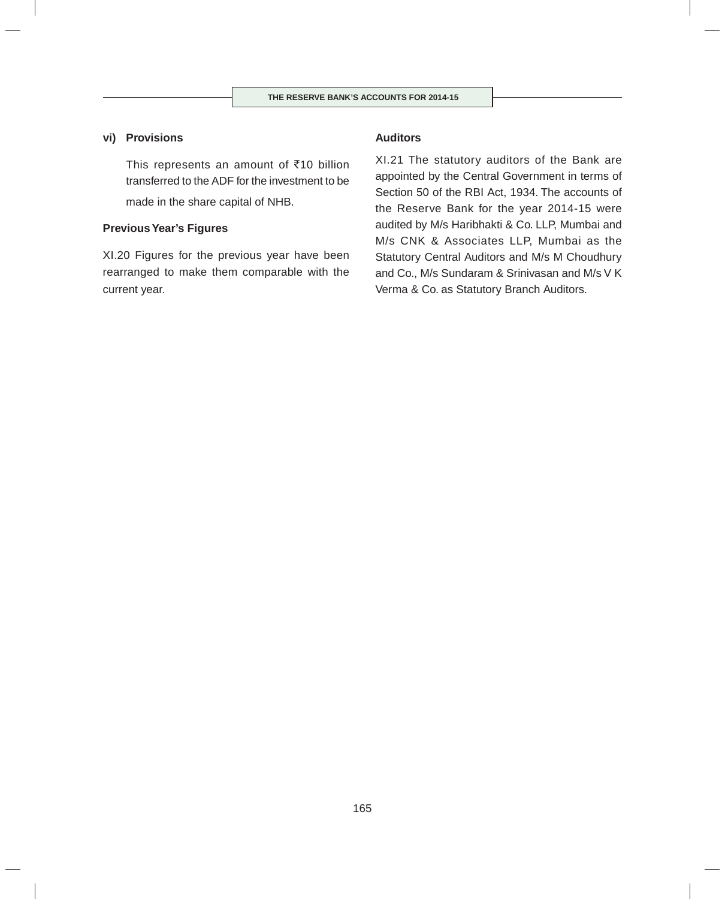### vi) Provisions

This represents an amount of ₹10 billion transferred to the ADF for the investment to be made in the share capital of NHB.

### Previous Year's Figures

XI.20 Figures for the previous year have been rearranged to make them comparable with the current year.

### Auditors

XI.21 The statutory auditors of the Bank are appointed by the Central Government in terms of Section 50 of the RBI Act, 1934. The accounts of the Reserve Bank for the year 2014-15 were audited by M/s Haribhakti & Co. LLP, Mumbai and M/s CNK & Associates LLP, Mumbai as the Statutory Central Auditors and M/s M Choudhury and Co., M/s Sundaram & Srinivasan and M/s V K Verma & Co. as Statutory Branch Auditors.